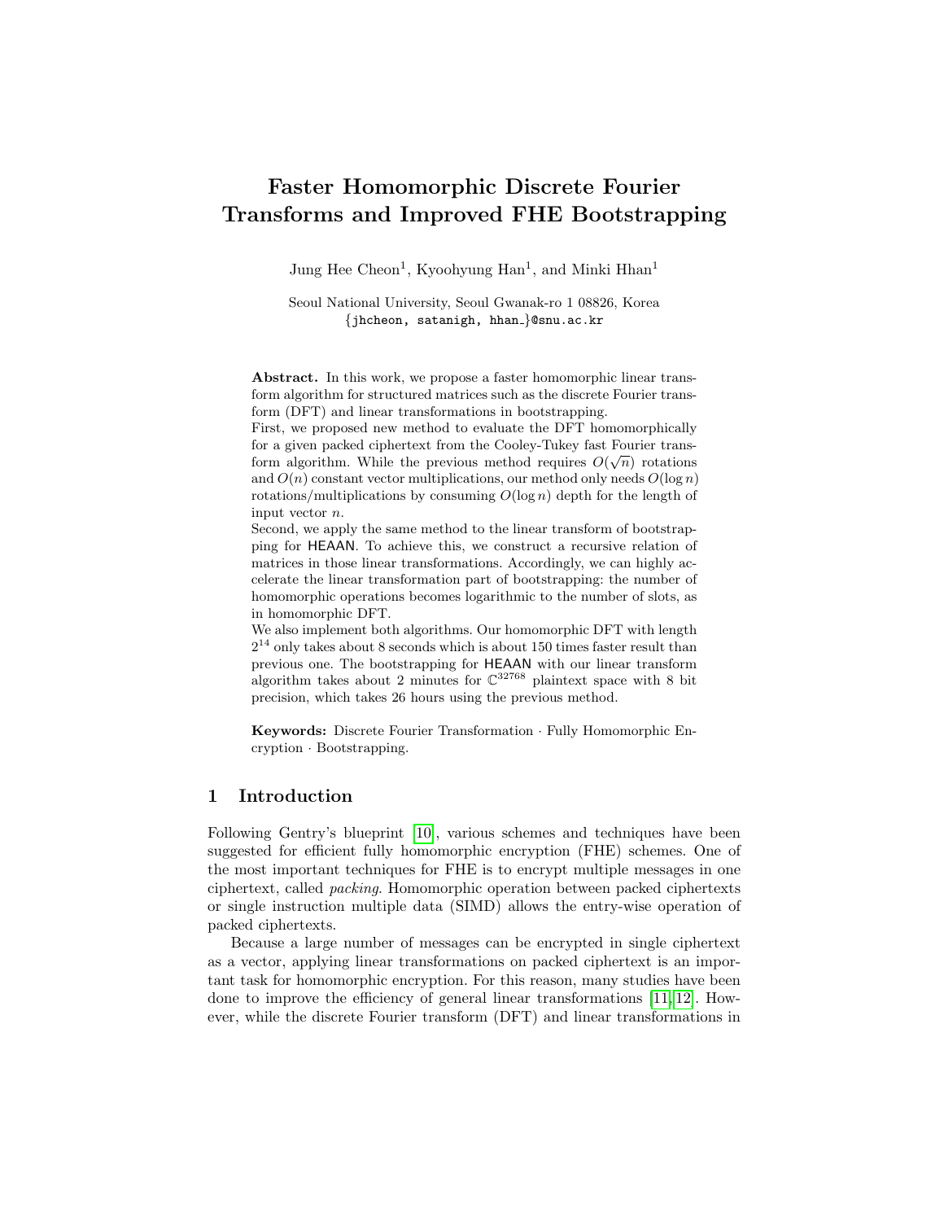# Faster Homomorphic Discrete Fourier Transforms and Improved FHE Bootstrapping

Jung Hee Cheon[1], Kyoohyung Han[1], and Minki Hhan[1]

Seoul National University, Seoul Gwanak-ro 1 08826, Korea
{jhcheon, satanigh, hhan_}@snu.ac.kr

**Abstract.** In this work, we propose a faster homomorphic linear transform algorithm for structured matrices such as the discrete Fourier transform (DFT) and linear transformations in bootstrapping.
First, we proposed new method to evaluate the DFT homomorphically for a given packed ciphertext from the Cooley-Tukey fast Fourier transform algorithm. While the previous method requires $O(\sqrt{n})$ rotations and $O(n)$ constant vector multiplications, our method only needs $O(\log n)$ rotations/multiplications by consuming $O(\log n)$ depth for the length of input vector $n$.
Second, we apply the same method to the linear transform of bootstrapping for HEAAN. To achieve this, we construct a recursive relation of matrices in those linear transformations. Accordingly, we can highly accelerate the linear transformation part of bootstrapping: the number of homomorphic operations becomes logarithmic to the number of slots, as in homomorphic DFT.
We also implement both algorithms. Our homomorphic DFT with length $2^{14}$ only takes about 8 seconds which is about 150 times faster result than previous one. The bootstrapping for HEAAN with our linear transform algorithm takes about 2 minutes for $\mathbb{C}^{32768}$ plaintext space with 8 bit precision, which takes 26 hours using the previous method.

**Keywords:** Discrete Fourier Transformation · Fully Homomorphic Encryption · Bootstrapping.

## 1 Introduction

Following Gentry's blueprint [10], various schemes and techniques have been suggested for efficient fully homomorphic encryption (FHE) schemes. One of the most important techniques for FHE is to encrypt multiple messages in one ciphertext, called *packing*. Homomorphic operation between packed ciphertexts or single instruction multiple data (SIMD) allows the entry-wise operation of packed ciphertexts.

Because a large number of messages can be encrypted in single ciphertext as a vector, applying linear transformations on packed ciphertext is an important task for homomorphic encryption. For this reason, many studies have been done to improve the efficiency of general linear transformations [11,12]. However, while the discrete Fourier transform (DFT) and linear transformations in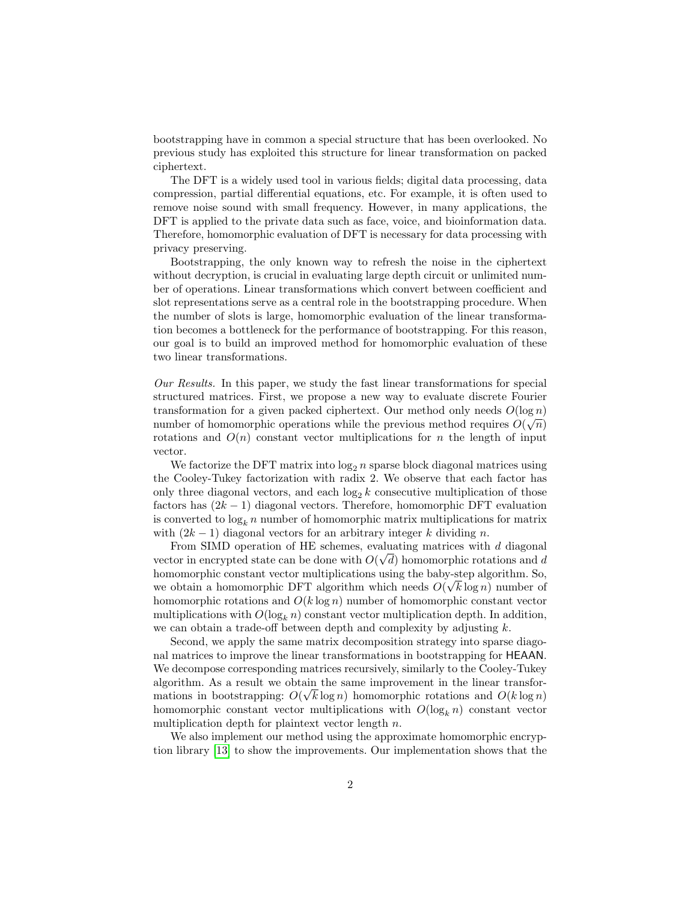bootstrapping have in common a special structure that has been overlooked. No previous study has exploited this structure for linear transformation on packed ciphertext.

The DFT is a widely used tool in various fields; digital data processing, data compression, partial differential equations, etc. For example, it is often used to remove noise sound with small frequency. However, in many applications, the DFT is applied to the private data such as face, voice, and bioinformation data. Therefore, homomorphic evaluation of DFT is necessary for data processing with privacy preserving.

Bootstrapping, the only known way to refresh the noise in the ciphertext without decryption, is crucial in evaluating large depth circuit or unlimited number of operations. Linear transformations which convert between coefficient and slot representations serve as a central role in the bootstrapping procedure. When the number of slots is large, homomorphic evaluation of the linear transformation becomes a bottleneck for the performance of bootstrapping. For this reason, our goal is to build an improved method for homomorphic evaluation of these two linear transformations.

*Our Results.* In this paper, we study the fast linear transformations for special structured matrices. First, we propose a new way to evaluate discrete Fourier transformation for a given packed ciphertext. Our method only needs $O(\log n)$ number of homomorphic operations while the previous method requires $O(\sqrt{n})$ rotations and $O(n)$ constant vector multiplications for $n$ the length of input vector.

We factorize the DFT matrix into $\log_2 n$ sparse block diagonal matrices using the Cooley-Tukey factorization with radix 2. We observe that each factor has only three diagonal vectors, and each $\log_2 k$ consecutive multiplication of those factors has $(2k-1)$ diagonal vectors. Therefore, homomorphic DFT evaluation is converted to $\log_k n$ number of homomorphic matrix multiplications for matrix with $(2k-1)$ diagonal vectors for an arbitrary integer $k$ dividing $n$.

From SIMD operation of HE schemes, evaluating matrices with $d$ diagonal vector in encrypted state can be done with $O(\sqrt{d})$ homomorphic rotations and $d$ homomorphic constant vector multiplications using the baby-step algorithm. So, we obtain a homomorphic DFT algorithm which needs $O(\sqrt{k}\log n)$ number of homomorphic rotations and $O(k\log n)$ number of homomorphic constant vector multiplications with $O(\log_k n)$ constant vector multiplication depth. In addition, we can obtain a trade-off between depth and complexity by adjusting $k$.

Second, we apply the same matrix decomposition strategy into sparse diagonal matrices to improve the linear transformations in bootstrapping for HEAAN. We decompose corresponding matrices recursively, similarly to the Cooley-Tukey algorithm. As a result we obtain the same improvement in the linear transformations in bootstrapping: $O(\sqrt{k}\log n)$ homomorphic rotations and $O(k\log n)$ homomorphic constant vector multiplications with $O(\log_k n)$ constant vector multiplication depth for plaintext vector length $n$.

We also implement our method using the approximate homomorphic encryption library [13] to show the improvements. Our implementation shows that the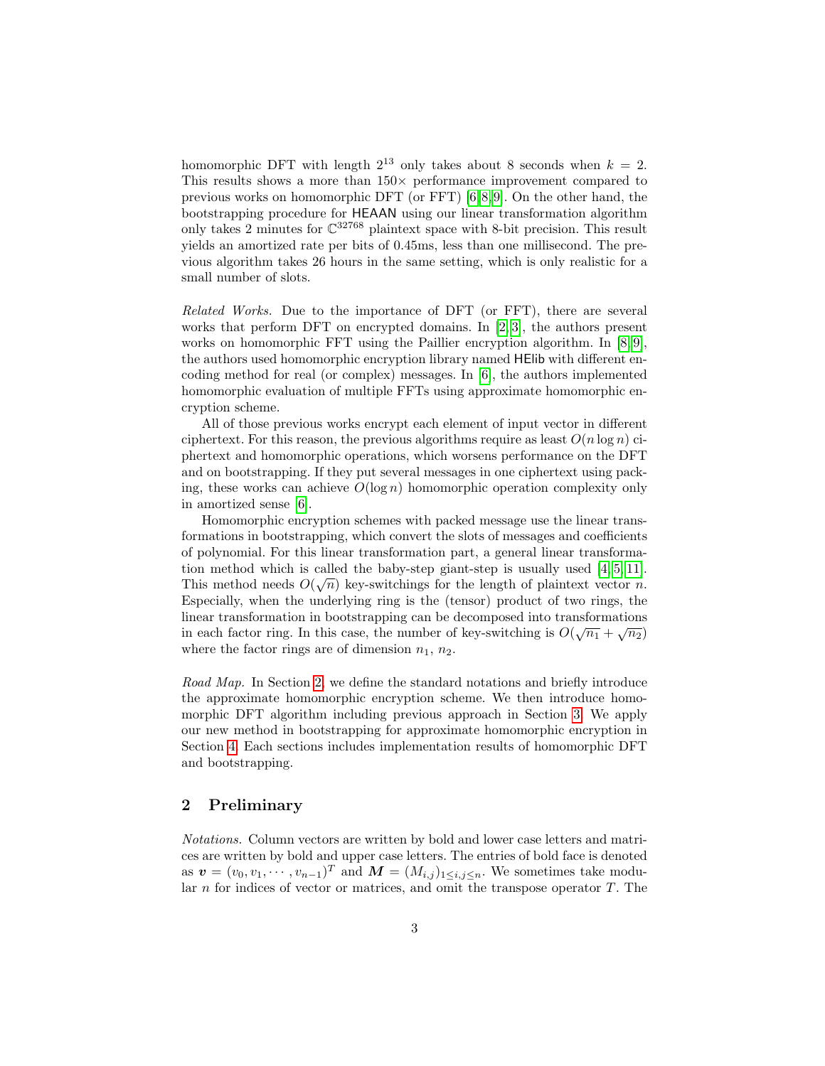homomorphic DFT with length $2^{13}$ only takes about 8 seconds when $k = 2$. This results shows a more than $150\times$ performance improvement compared to previous works on homomorphic DFT (or FFT) [6,8,9]. On the other hand, the bootstrapping procedure for HEAAN using our linear transformation algorithm only takes 2 minutes for $\mathbb{C}^{32768}$ plaintext space with 8-bit precision. This result yields an amortized rate per bits of 0.45ms, less than one millisecond. The previous algorithm takes 26 hours in the same setting, which is only realistic for a small number of slots.

*Related Works.* Due to the importance of DFT (or FFT), there are several works that perform DFT on encrypted domains. In [2,3], the authors present works on homomorphic FFT using the Paillier encryption algorithm. In [8,9], the authors used homomorphic encryption library named HElib with different encoding method for real (or complex) messages. In [6], the authors implemented homomorphic evaluation of multiple FFTs using approximate homomorphic encryption scheme.

All of those previous works encrypt each element of input vector in different ciphertext. For this reason, the previous algorithms require as least $O(n \log n)$ ciphertext and homomorphic operations, which worsens performance on the DFT and on bootstrapping. If they put several messages in one ciphertext using packing, these works can achieve $O(\log n)$ homomorphic operation complexity only in amortized sense [6].

Homomorphic encryption schemes with packed message use the linear transformations in bootstrapping, which convert the slots of messages and coefficients of polynomial. For this linear transformation part, a general linear transformation method which is called the baby-step giant-step is usually used [4,5,11]. This method needs $O(\sqrt{n})$ key-switchings for the length of plaintext vector $n$. Especially, when the underlying ring is the (tensor) product of two rings, the linear transformation in bootstrapping can be decomposed into transformations in each factor ring. In this case, the number of key-switching is $O(\sqrt{n_1} + \sqrt{n_2})$ where the factor rings are of dimension $n_1$, $n_2$.

*Road Map.* In Section 2, we define the standard notations and briefly introduce the approximate homomorphic encryption scheme. We then introduce homomorphic DFT algorithm including previous approach in Section 3. We apply our new method in bootstrapping for approximate homomorphic encryption in Section 4. Each sections includes implementation results of homomorphic DFT and bootstrapping.

## 2 Preliminary

*Notations.* Column vectors are written by bold and lower case letters and matrices are written by bold and upper case letters. The entries of bold face is denoted as $\boldsymbol{v} = (v_0, v_1, \cdots, v_{n-1})^T$ and $\boldsymbol{M} = (M_{i,j})_{1 \le i,j \le n}$. We sometimes take modular $n$ for indices of vector or matrices, and omit the transpose operator $T$. The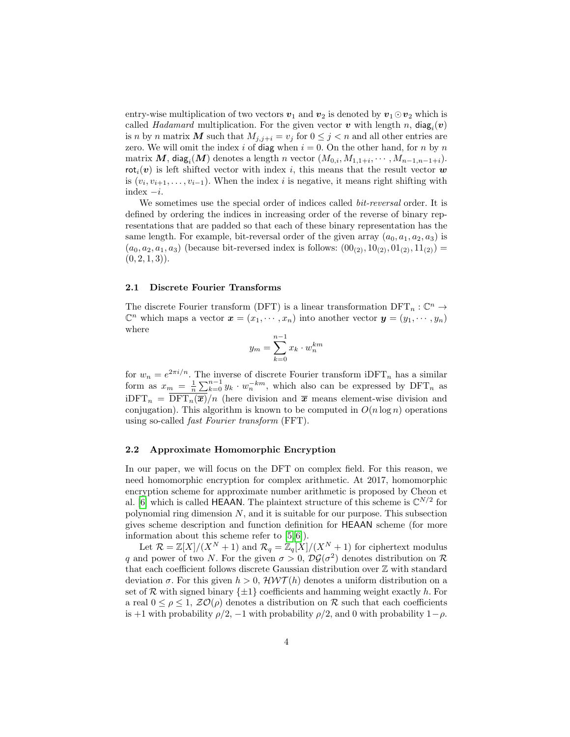entry-wise multiplication of two vectors $\boldsymbol{v}_1$ and $\boldsymbol{v}_2$ is denoted by $\boldsymbol{v}_1 \odot \boldsymbol{v}_2$ which is called *Hadamard* multiplication. For the given vector $\boldsymbol{v}$ with length $n$, $\mathsf{diag}_i(\boldsymbol{v})$ is $n$ by $n$ matrix $\boldsymbol{M}$ such that $M_{j,j+i} = v_j$ for $0 \leq j < n$ and all other entries are zero. We will omit the index $i$ of $\mathsf{diag}$ when $i = 0$. On the other hand, for $n$ by $n$ matrix $\boldsymbol{M}$, $\mathsf{diag}_i(\boldsymbol{M})$ denotes a length $n$ vector $(M_{0,i}, M_{1,1+i}, \cdots, M_{n-1,n-1+i})$. $\mathsf{rot}_i(\boldsymbol{v})$ is left shifted vector with index $i$, this means that the result vector $\boldsymbol{w}$ is $(v_i, v_{i+1}, \ldots, v_{i-1})$. When the index $i$ is negative, it means right shifting with index $-i$.

We sometimes use the special order of indices called *bit-reversal* order. It is defined by ordering the indices in increasing order of the reverse of binary representations that are padded so that each of these binary representation has the same length. For example, bit-reversal order of the given array $(a_0, a_1, a_2, a_3)$ is $(a_0, a_2, a_1, a_3)$ (because bit-reversed index is follows: $(00_{(2)}, 10_{(2)}, 01_{(2)}, 11_{(2)}) = (0, 2, 1, 3)$).

### 2.1 Discrete Fourier Transforms

The discrete Fourier transform (DFT) is a linear transformation $\mathrm{DFT}_n : \mathbb{C}^n \to \mathbb{C}^n$ which maps a vector $\boldsymbol{x} = (x_1, \cdots, x_n)$ into another vector $\boldsymbol{y} = (y_1, \cdots, y_n)$ where

$$y_m = \sum_{k=0}^{n-1} x_k \cdot w_n^{km}$$

for $w_n = e^{2\pi i/n}$. The inverse of discrete Fourier transform $\mathrm{iDFT}_n$ has a similar form as $x_m = \frac{1}{n} \sum_{k=0}^{n-1} y_k \cdot w_n^{-km}$, which also can be expressed by $\mathrm{DFT}_n$ as $\mathrm{iDFT}_n = \overline{\mathrm{DFT}_n(\overline{\boldsymbol{x}})}/n$ (here division and $\overline{\boldsymbol{x}}$ means element-wise division and conjugation). This algorithm is known to be computed in $O(n \log n)$ operations using so-called *fast Fourier transform* (FFT).

### 2.2 Approximate Homomorphic Encryption

In our paper, we will focus on the DFT on complex field. For this reason, we need homomorphic encryption for complex arithmetic. At 2017, homomorphic encryption scheme for approximate number arithmetic is proposed by Cheon et al. [6] which is called HEAAN. The plaintext structure of this scheme is $\mathbb{C}^{N/2}$ for polynomial ring dimension $N$, and it is suitable for our purpose. This subsection gives scheme description and function definition for HEAAN scheme (for more information about this scheme refer to [5,6]).

Let $\mathcal{R} = \mathbb{Z}[X]/(X^N + 1)$ and $\mathcal{R}_q = \mathbb{Z}_q[X]/(X^N + 1)$ for ciphertext modulus $q$ and power of two $N$. For the given $\sigma > 0$, $\mathcal{DG}(\sigma^2)$ denotes distribution on $\mathcal{R}$ that each coefficient follows discrete Gaussian distribution over $\mathbb{Z}$ with standard deviation $\sigma$. For this given $h > 0$, $\mathcal{HWT}(h)$ denotes a uniform distribution on a set of $\mathcal{R}$ with signed binary $\{\pm 1\}$ coefficients and hamming weight exactly $h$. For a real $0 \leq \rho \leq 1$, $\mathcal{ZO}(\rho)$ denotes a distribution on $\mathcal{R}$ such that each coefficients is $+1$ with probability $\rho/2$, $-1$ with probability $\rho/2$, and $0$ with probability $1-\rho$.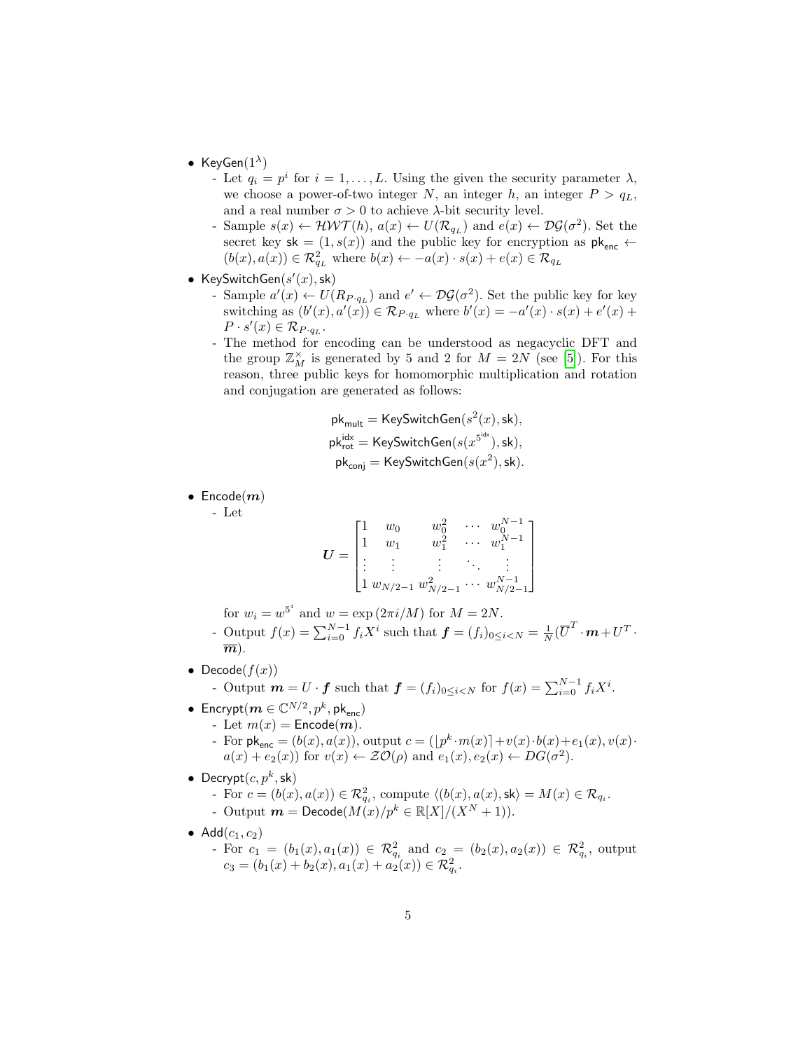- $\mathsf{KeyGen}(1^\lambda)$
  - Let $q_i = p^i$ for $i = 1, \ldots, L$. Using the given the security parameter $\lambda$, we choose a power-of-two integer $N$, an integer $h$, an integer $P > q_L$, and a real number $\sigma > 0$ to achieve $\lambda$-bit security level.
  - Sample $s(x) \leftarrow \mathcal{HWT}(h)$, $a(x) \leftarrow U(\mathcal{R}_{q_L})$ and $e(x) \leftarrow \mathcal{DG}(\sigma^2)$. Set the secret key $\mathsf{sk} = (1, s(x))$ and the public key for encryption as $\mathsf{pk}_{\mathsf{enc}} \leftarrow (b(x), a(x)) \in \mathcal{R}_{q_L}^2$ where $b(x) \leftarrow -a(x) \cdot s(x) + e(x) \in \mathcal{R}_{q_L}$
- $\mathsf{KeySwitchGen}(s'(x), \mathsf{sk})$
  - Sample $a'(x) \leftarrow U(R_{P \cdot q_L})$ and $e' \leftarrow \mathcal{DG}(\sigma^2)$. Set the public key for key switching as $(b'(x), a'(x)) \in \mathcal{R}_{P \cdot q_L}$ where $b'(x) = -a'(x) \cdot s(x) + e'(x) + P \cdot s'(x) \in \mathcal{R}_{P \cdot q_L}$.
  - The method for encoding can be understood as negacyclic DFT and the group $\mathbb{Z}_M^\times$ is generated by 5 and 2 for $M = 2N$ (see [5]). For this reason, three public keys for homomorphic multiplication and rotation and conjugation are generated as follows:

$$\mathsf{pk}_{\mathsf{mult}} = \mathsf{KeySwitchGen}(s^2(x), \mathsf{sk}),$$
$$\mathsf{pk}_{\mathsf{rot}}^{\mathsf{idx}} = \mathsf{KeySwitchGen}(s(x^{5^{\mathsf{idx}}}), \mathsf{sk}),$$
$$\mathsf{pk}_{\mathsf{conj}} = \mathsf{KeySwitchGen}(s(x^2), \mathsf{sk}).$$

- $\mathsf{Encode}(\boldsymbol{m})$
  - Let

$$\boldsymbol{U} = \begin{bmatrix} 1 & w_0 & w_0^2 & \cdots & w_0^{N-1} \\ 1 & w_1 & w_1^2 & \cdots & w_1^{N-1} \\ \vdots & \vdots & \vdots & \ddots & \vdots \\ 1 & w_{N/2-1} & w_{N/2-1}^2 & \cdots & w_{N/2-1}^{N-1} \end{bmatrix}$$

  for $w_i = w^{5^i}$ and $w = \exp(2\pi i/M)$ for $M = 2N$.
  - Output $f(x) = \sum_{i=0}^{N-1} f_i X^i$ such that $\boldsymbol{f} = (f_i)_{0 \le i < N} = \frac{1}{N}(\overline{U}^T \cdot \boldsymbol{m} + U^T \cdot \overline{\boldsymbol{m}})$.
- $\mathsf{Decode}(f(x))$
  - Output $\boldsymbol{m} = U \cdot \boldsymbol{f}$ such that $\boldsymbol{f} = (f_i)_{0 \le i < N}$ for $f(x) = \sum_{i=0}^{N-1} f_i X^i$.
- $\mathsf{Encrypt}(\boldsymbol{m} \in \mathbb{C}^{N/2}, p^k, \mathsf{pk}_{\mathsf{enc}})$
  - Let $m(x) = \mathsf{Encode}(\boldsymbol{m})$.
  - For $\mathsf{pk}_{\mathsf{enc}} = (b(x), a(x))$, output $c = (\lfloor p^k \cdot m(x) \rceil + v(x) \cdot b(x) + e_1(x), v(x) \cdot a(x) + e_2(x))$ for $v(x) \leftarrow \mathcal{ZO}(\rho)$ and $e_1(x), e_2(x) \leftarrow DG(\sigma^2)$.
- $\mathsf{Decrypt}(c, p^k, \mathsf{sk})$
  - For $c = (b(x), a(x)) \in \mathcal{R}_{q_i}^2$, compute $\langle (b(x), a(x), \mathsf{sk} \rangle = M(x) \in \mathcal{R}_{q_i}$.
  - Output $\boldsymbol{m} = \mathsf{Decode}(M(x)/p^k \in \mathbb{R}[X]/(X^N + 1))$.
- $\mathsf{Add}(c_1, c_2)$
  - For $c_1 = (b_1(x), a_1(x)) \in \mathcal{R}_{q_i}^2$ and $c_2 = (b_2(x), a_2(x)) \in \mathcal{R}_{q_i}^2$, output $c_3 = (b_1(x) + b_2(x), a_1(x) + a_2(x)) \in \mathcal{R}_{q_i}^2$.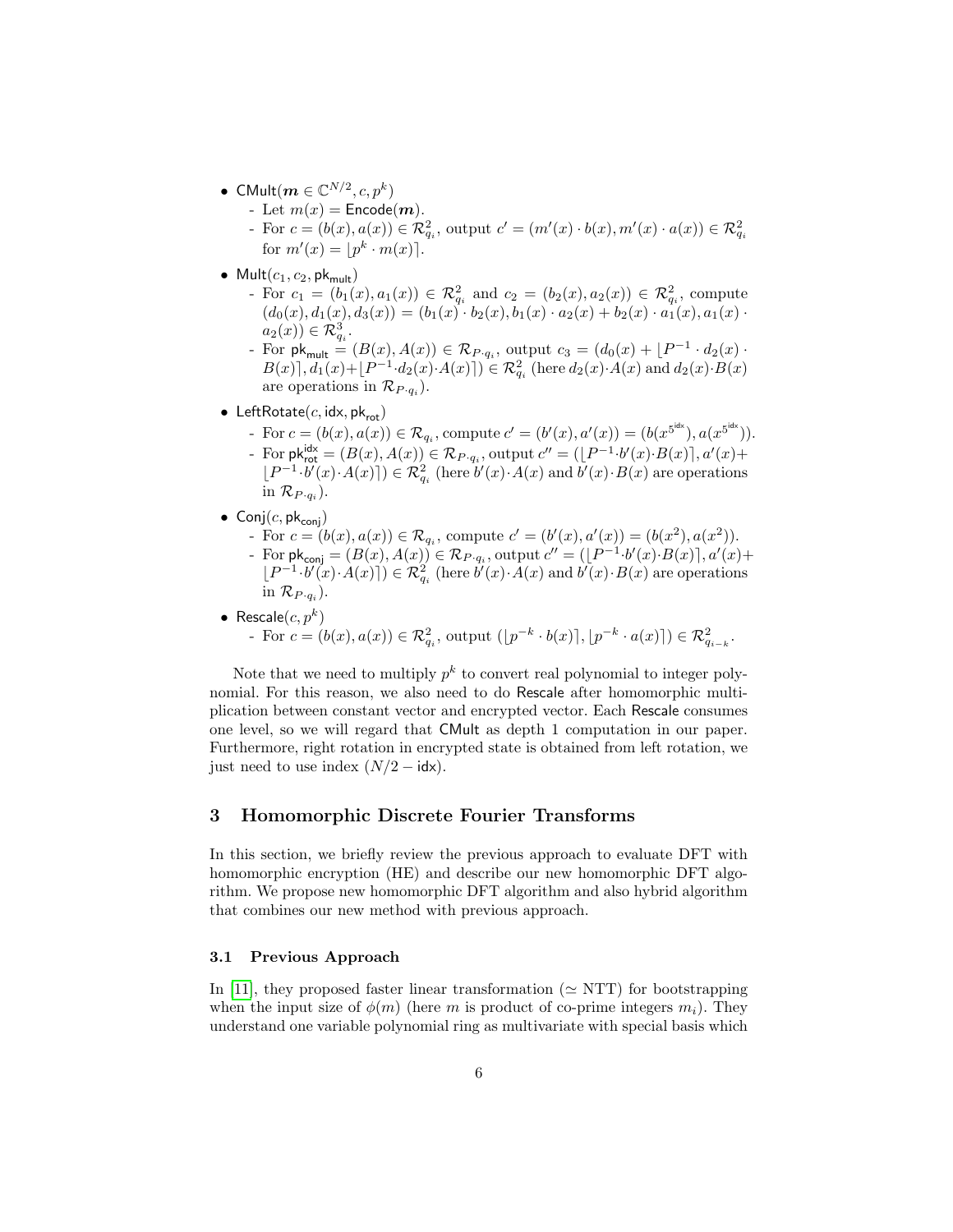- $\mathsf{CMult}(\boldsymbol{m} \in \mathbb{C}^{N/2}, c, p^k)$
  - Let $m(x) = \mathsf{Encode}(\boldsymbol{m})$.
  - For $c = (b(x), a(x)) \in \mathcal{R}_{q_i}^2$, output $c' = (m'(x) \cdot b(x), m'(x) \cdot a(x)) \in \mathcal{R}_{q_i}^2$ for $m'(x) = \lfloor p^k \cdot m(x) \rceil$.
- $\mathsf{Mult}(c_1, c_2, \mathsf{pk}_{\mathsf{mult}})$
  - For $c_1 = (b_1(x), a_1(x)) \in \mathcal{R}_{q_i}^2$ and $c_2 = (b_2(x), a_2(x)) \in \mathcal{R}_{q_i}^2$, compute $(d_0(x), d_1(x), d_3(x)) = (b_1(x) \cdot b_2(x), b_1(x) \cdot a_2(x) + b_2(x) \cdot a_1(x), a_1(x) \cdot a_2(x)) \in \mathcal{R}_{q_i}^3$.
  - For $\mathsf{pk}_{\mathsf{mult}} = (B(x), A(x)) \in \mathcal{R}_{P \cdot q_i}$, output $c_3 = (d_0(x) + \lfloor P^{-1} \cdot d_2(x) \cdot B(x) \rceil, d_1(x) + \lfloor P^{-1} \cdot d_2(x) \cdot A(x) \rceil) \in \mathcal{R}_{q_i}^2$ (here $d_2(x) \cdot A(x)$ and $d_2(x) \cdot B(x)$ are operations in $\mathcal{R}_{P \cdot q_i}$).
- $\mathsf{LeftRotate}(c, \mathsf{idx}, \mathsf{pk}_{\mathsf{rot}})$
  - For $c = (b(x), a(x)) \in \mathcal{R}_{q_i}$, compute $c' = (b'(x), a'(x)) = (b(x^{5^{\mathsf{idx}}}), a(x^{5^{\mathsf{idx}}}))$.
  - For $\mathsf{pk}_{\mathsf{rot}}^{\mathsf{idx}} = (B(x), A(x)) \in \mathcal{R}_{P \cdot q_i}$, output $c'' = (\lfloor P^{-1} \cdot b'(x) \cdot B(x) \rceil, a'(x) + \lfloor P^{-1} \cdot b'(x) \cdot A(x) \rceil) \in \mathcal{R}_{q_i}^2$ (here $b'(x) \cdot A(x)$ and $b'(x) \cdot B(x)$ are operations in $\mathcal{R}_{P \cdot q_i}$).
- $\mathsf{Conj}(c, \mathsf{pk}_{\mathsf{conj}})$
  - For $c = (b(x), a(x)) \in \mathcal{R}_{q_i}$, compute $c' = (b'(x), a'(x)) = (b(x^2), a(x^2))$.
  - For $\mathsf{pk}_{\mathsf{conj}} = (B(x), A(x)) \in \mathcal{R}_{P \cdot q_i}$, output $c'' = (\lfloor P^{-1} \cdot b'(x) \cdot B(x) \rceil, a'(x) + \lfloor P^{-1} \cdot b'(x) \cdot A(x) \rceil) \in \mathcal{R}_{q_i}^2$ (here $b'(x) \cdot A(x)$ and $b'(x) \cdot B(x)$ are operations in $\mathcal{R}_{P \cdot q_i}$).
- $\mathsf{Rescale}(c, p^k)$
  - For $c = (b(x), a(x)) \in \mathcal{R}_{q_i}^2$, output $(\lfloor p^{-k} \cdot b(x) \rceil, \lfloor p^{-k} \cdot a(x) \rceil) \in \mathcal{R}_{q_{i-k}}^2$.

Note that we need to multiply $p^k$ to convert real polynomial to integer polynomial. For this reason, we also need to do Rescale after homomorphic multiplication between constant vector and encrypted vector. Each Rescale consumes one level, so we will regard that CMult as depth 1 computation in our paper. Furthermore, right rotation in encrypted state is obtained from left rotation, we just need to use index $(N/2 - \mathsf{idx})$.

## 3 Homomorphic Discrete Fourier Transforms

In this section, we briefly review the previous approach to evaluate DFT with homomorphic encryption (HE) and describe our new homomorphic DFT algorithm. We propose new homomorphic DFT algorithm and also hybrid algorithm that combines our new method with previous approach.

### 3.1 Previous Approach

In [11], they proposed faster linear transformation ($\simeq$ NTT) for bootstrapping when the input size of $\phi(m)$ (here $m$ is product of co-prime integers $m_i$). They understand one variable polynomial ring as multivariate with special basis which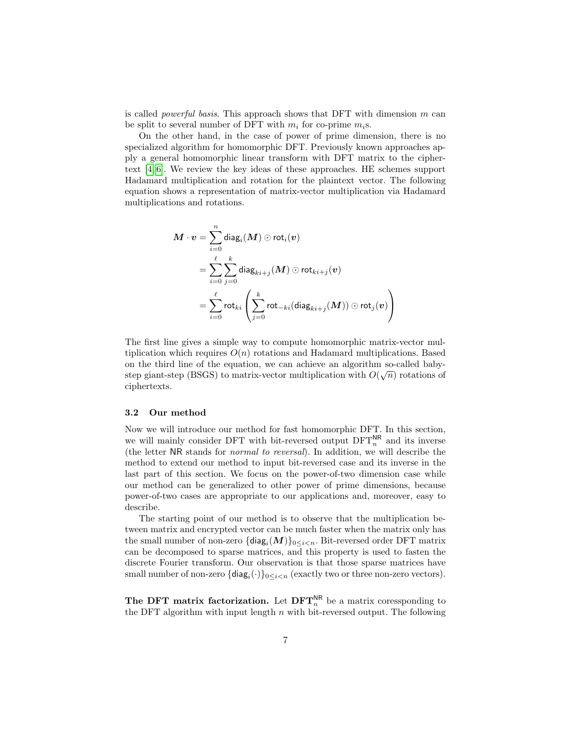is called *powerful basis*. This approach shows that DFT with dimension $m$ can be split to several number of DFT with $m_i$ for co-prime $m_i$s.

On the other hand, in the case of power of prime dimension, there is no specialized algorithm for homomorphic DFT. Previously known approaches apply a general homomorphic linear transform with DFT matrix to the ciphertext [4, 6]. We review the key ideas of these approaches. HE schemes support Hadamard multiplication and rotation for the plaintext vector. The following equation shows a representation of matrix-vector multiplication via Hadamard multiplications and rotations.

$$
\begin{aligned}
\boldsymbol{M} \cdot \boldsymbol{v} &= \sum_{i=0}^{n} \mathsf{diag}_i(\boldsymbol{M}) \odot \mathsf{rot}_i(\boldsymbol{v}) \\
&= \sum_{i=0}^{\ell} \sum_{j=0}^{k} \mathsf{diag}_{ki+j}(\boldsymbol{M}) \odot \mathsf{rot}_{ki+j}(\boldsymbol{v}) \\
&= \sum_{i=0}^{\ell} \mathsf{rot}_{ki} \left( \sum_{j=0}^{k} \mathsf{rot}_{-ki}(\mathsf{diag}_{ki+j}(\boldsymbol{M})) \odot \mathsf{rot}_j(\boldsymbol{v}) \right)
\end{aligned}
$$

The first line gives a simple way to compute homomorphic matrix-vector multiplication which requires $O(n)$ rotations and Hadamard multiplications. Based on the third line of the equation, we can achieve an algorithm so-called baby-step giant-step (BSGS) to matrix-vector multiplication with $O(\sqrt{n})$ rotations of ciphertexts.

### 3.2 Our method

Now we will introduce our method for fast homomorphic DFT. In this section, we will mainly consider DFT with bit-reversed output $\mathrm{DFT}_n^{\mathsf{NR}}$ and its inverse (the letter $\mathsf{NR}$ stands for *normal to reversal*). In addition, we will describe the method to extend our method to input bit-reversed case and its inverse in the last part of this section. We focus on the power-of-two dimension case while our method can be generalized to other power of prime dimensions, because power-of-two cases are appropriate to our applications and, moreover, easy to describe.

The starting point of our method is to observe that the multiplication between matrix and encrypted vector can be much faster when the matrix only has the small number of non-zero $\{\mathsf{diag}_i(\boldsymbol{M})\}_{0 \leq i < n}$. Bit-reversed order DFT matrix can be decomposed to sparse matrices, and this property is used to fasten the discrete Fourier transform. Our observation is that those sparse matrices have small number of non-zero $\{\mathsf{diag}_i(\cdot)\}_{0 \leq i < n}$ (exactly two or three non-zero vectors).

**The DFT matrix factorization.** Let $\mathbf{DFT}_n^{\mathsf{NR}}$ be a matrix coressponding to the DFT algorithm with input length $n$ with bit-reversed output. The following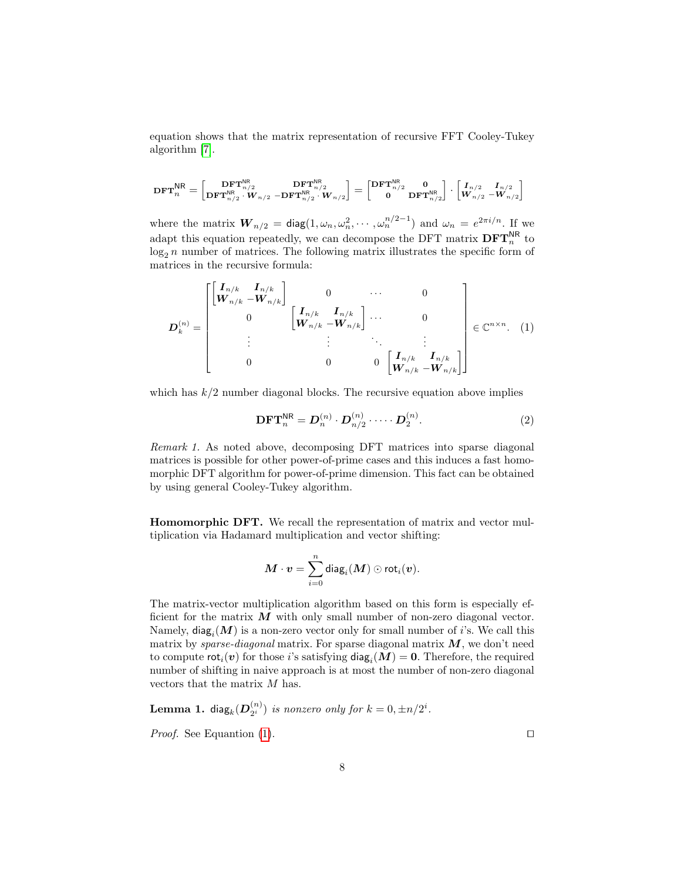equation shows that the matrix representation of recursive FFT Cooley-Tukey algorithm [7].

$$\mathbf{DFT}_n^{\mathsf{NR}} = \begin{bmatrix} \mathbf{DFT}_{n/2}^{\mathsf{NR}} & \mathbf{DFT}_{n/2}^{\mathsf{NR}} \\ \mathbf{DFT}_{n/2}^{\mathsf{NR}} \cdot \boldsymbol{W}_{n/2} & -\mathbf{DFT}_{n/2}^{\mathsf{NR}} \cdot \boldsymbol{W}_{n/2} \end{bmatrix} = \begin{bmatrix} \mathbf{DFT}_{n/2}^{\mathsf{NR}} & \mathbf{0} \\ \mathbf{0} & \mathbf{DFT}_{n/2}^{\mathsf{NR}} \end{bmatrix} \cdot \begin{bmatrix} \boldsymbol{I}_{n/2} & \boldsymbol{I}_{n/2} \\ \boldsymbol{W}_{n/2} & -\boldsymbol{W}_{n/2} \end{bmatrix}$$

where the matrix $\boldsymbol{W}_{n/2} = \mathsf{diag}(1, \omega_n, \omega_n^2, \cdots, \omega_n^{n/2-1})$ and $\omega_n = e^{2\pi i/n}$. If we adapt this equation repeatedly, we can decompose the DFT matrix $\mathbf{DFT}_n^{\mathsf{NR}}$ to $\log_2 n$ number of matrices. The following matrix illustrates the specific form of matrices in the recursive formula:

$$\boldsymbol{D}_k^{(n)} = \begin{bmatrix} \begin{bmatrix} \boldsymbol{I}_{n/k} & \boldsymbol{I}_{n/k} \\ \boldsymbol{W}_{n/k} & -\boldsymbol{W}_{n/k} \end{bmatrix} & 0 & \cdots & 0 \\ 0 & \begin{bmatrix} \boldsymbol{I}_{n/k} & \boldsymbol{I}_{n/k} \\ \boldsymbol{W}_{n/k} & -\boldsymbol{W}_{n/k} \end{bmatrix} & \cdots & 0 \\ \vdots & \vdots & \ddots & \vdots \\ 0 & 0 & 0 & \begin{bmatrix} \boldsymbol{I}_{n/k} & \boldsymbol{I}_{n/k} \\ \boldsymbol{W}_{n/k} & -\boldsymbol{W}_{n/k} \end{bmatrix} \end{bmatrix} \in \mathbb{C}^{n \times n}. \quad (1)$$

which has $k/2$ number diagonal blocks. The recursive equation above implies

$$\mathbf{DFT}_n^{\mathsf{NR}} = \boldsymbol{D}_n^{(n)} \cdot \boldsymbol{D}_{n/2}^{(n)} \cdot \cdots \cdot \boldsymbol{D}_2^{(n)}. \quad (2)$$

*Remark 1.* As noted above, decomposing DFT matrices into sparse diagonal matrices is possible for other power-of-prime cases and this induces a fast homomorphic DFT algorithm for power-of-prime dimension. This fact can be obtained by using general Cooley-Tukey algorithm.

**Homomorphic DFT.** We recall the representation of matrix and vector multiplication via Hadamard multiplication and vector shifting:

$$\boldsymbol{M} \cdot \boldsymbol{v} = \sum_{i=0}^{n} \mathsf{diag}_i(\boldsymbol{M}) \odot \mathsf{rot}_i(\boldsymbol{v}).$$

The matrix-vector multiplication algorithm based on this form is especially efficient for the matrix $\boldsymbol{M}$ with only small number of non-zero diagonal vector. Namely, $\mathsf{diag}_i(\boldsymbol{M})$ is a non-zero vector only for small number of $i$'s. We call this matrix by *sparse-diagonal* matrix. For sparse diagonal matrix $\boldsymbol{M}$, we don't need to compute $\mathsf{rot}_i(\boldsymbol{v})$ for those $i$'s satisfying $\mathsf{diag}_i(\boldsymbol{M}) = \mathbf{0}$. Therefore, the required number of shifting in naive approach is at most the number of non-zero diagonal vectors that the matrix $M$ has.

**Lemma 1.** *$\mathsf{diag}_k(\boldsymbol{D}_{2^i}^{(n)})$ is nonzero only for $k = 0, \pm n/2^i$.*

*Proof.* See Equantion (1). □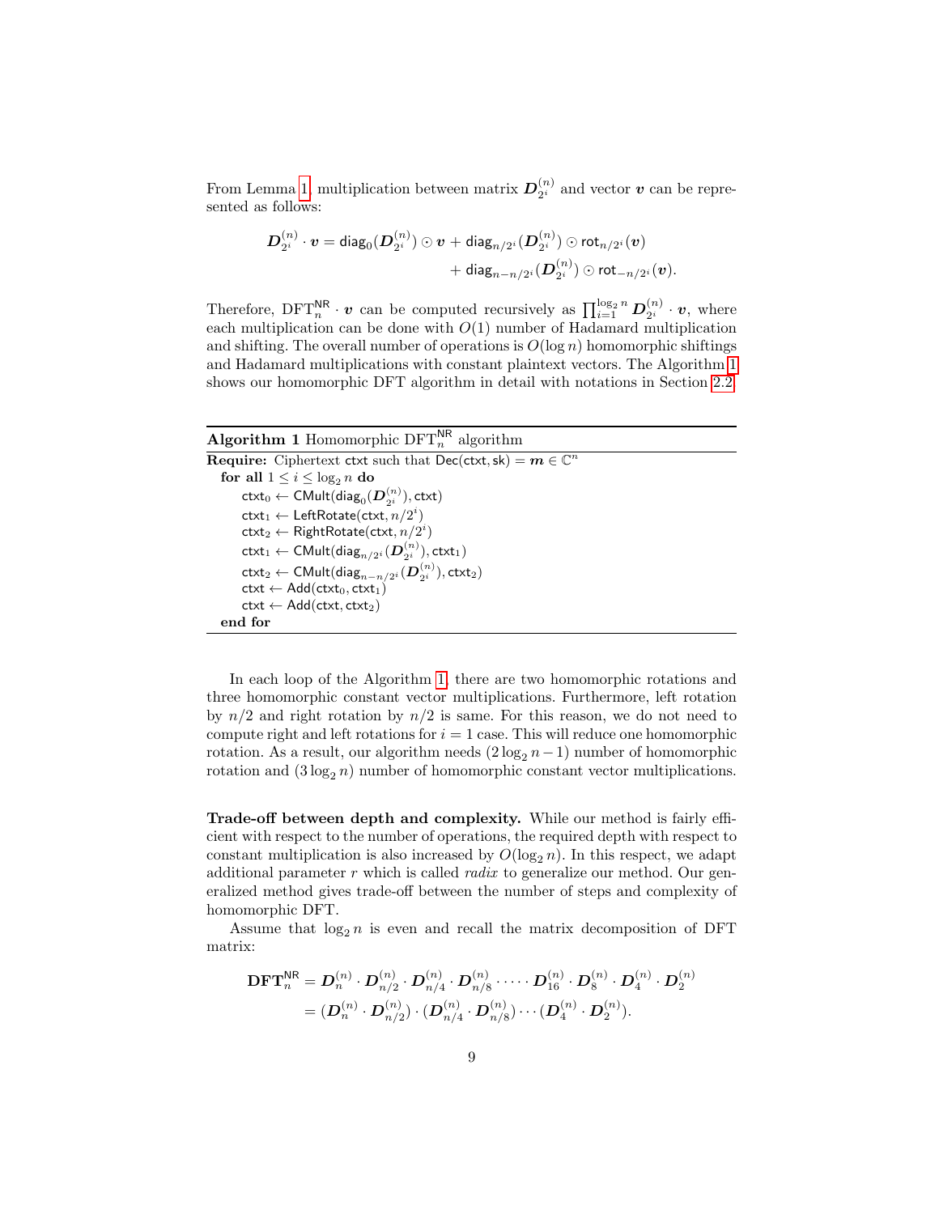From Lemma 1, multiplication between matrix $\boldsymbol{D}_{2^i}^{(n)}$ and vector $\boldsymbol{v}$ can be represented as follows:

$$\boldsymbol{D}_{2^i}^{(n)} \cdot \boldsymbol{v} = \mathsf{diag}_0(\boldsymbol{D}_{2^i}^{(n)}) \odot \boldsymbol{v} + \mathsf{diag}_{n/2^i}(\boldsymbol{D}_{2^i}^{(n)}) \odot \mathsf{rot}_{n/2^i}(\boldsymbol{v}) + \mathsf{diag}_{n-n/2^i}(\boldsymbol{D}_{2^i}^{(n)}) \odot \mathsf{rot}_{-n/2^i}(\boldsymbol{v}).$$

Therefore, $\mathrm{DFT}_n^{\mathsf{NR}} \cdot \boldsymbol{v}$ can be computed recursively as $\prod_{i=1}^{\log_2 n} \boldsymbol{D}_{2^i}^{(n)} \cdot \boldsymbol{v}$, where each multiplication can be done with $O(1)$ number of Hadamard multiplication and shifting. The overall number of operations is $O(\log n)$ homomorphic shiftings and Hadamard multiplications with constant plaintext vectors. The Algorithm 1 shows our homomorphic DFT algorithm in detail with notations in Section 2.2.

**Algorithm 1** Homomorphic $\mathrm{DFT}_n^{\mathsf{NR}}$ algorithm

```
Require: Ciphertext ctxt such that Dec(ctxt, sk) = m ∈ ℂ^n
  for all 1 ≤ i ≤ log_2 n do
    ctxt_0 ← CMult(diag_0(D_{2^i}^{(n)}), ctxt)
    ctxt_1 ← LeftRotate(ctxt, n/2^i)
    ctxt_2 ← RightRotate(ctxt, n/2^i)
    ctxt_1 ← CMult(diag_{n/2^i}(D_{2^i}^{(n)}), ctxt_1)
    ctxt_2 ← CMult(diag_{n-n/2^i}(D_{2^i}^{(n)}), ctxt_2)
    ctxt ← Add(ctxt_0, ctxt_1)
    ctxt ← Add(ctxt, ctxt_2)
  end for
```

In each loop of the Algorithm 1, there are two homomorphic rotations and three homomorphic constant vector multiplications. Furthermore, left rotation by $n/2$ and right rotation by $n/2$ is same. For this reason, we do not need to compute right and left rotations for $i = 1$ case. This will reduce one homomorphic rotation. As a result, our algorithm needs $(2\log_2 n - 1)$ number of homomorphic rotation and $(3\log_2 n)$ number of homomorphic constant vector multiplications.

**Trade-off between depth and complexity.** While our method is fairly efficient with respect to the number of operations, the required depth with respect to constant multiplication is also increased by $O(\log_2 n)$. In this respect, we adapt additional parameter $r$ which is called *radix* to generalize our method. Our generalized method gives trade-off between the number of steps and complexity of homomorphic DFT.

Assume that $\log_2 n$ is even and recall the matrix decomposition of DFT matrix:

$$\begin{aligned}
\mathbf{DFT}_n^{\mathsf{NR}} &= \boldsymbol{D}_n^{(n)} \cdot \boldsymbol{D}_{n/2}^{(n)} \cdot \boldsymbol{D}_{n/4}^{(n)} \cdot \boldsymbol{D}_{n/8}^{(n)} \cdot \dots \cdot \boldsymbol{D}_{16}^{(n)} \cdot \boldsymbol{D}_8^{(n)} \cdot \boldsymbol{D}_4^{(n)} \cdot \boldsymbol{D}_2^{(n)} \\
&= (\boldsymbol{D}_n^{(n)} \cdot \boldsymbol{D}_{n/2}^{(n)}) \cdot (\boldsymbol{D}_{n/4}^{(n)} \cdot \boldsymbol{D}_{n/8}^{(n)}) \cdots (\boldsymbol{D}_4^{(n)} \cdot \boldsymbol{D}_2^{(n)}).
\end{aligned}$$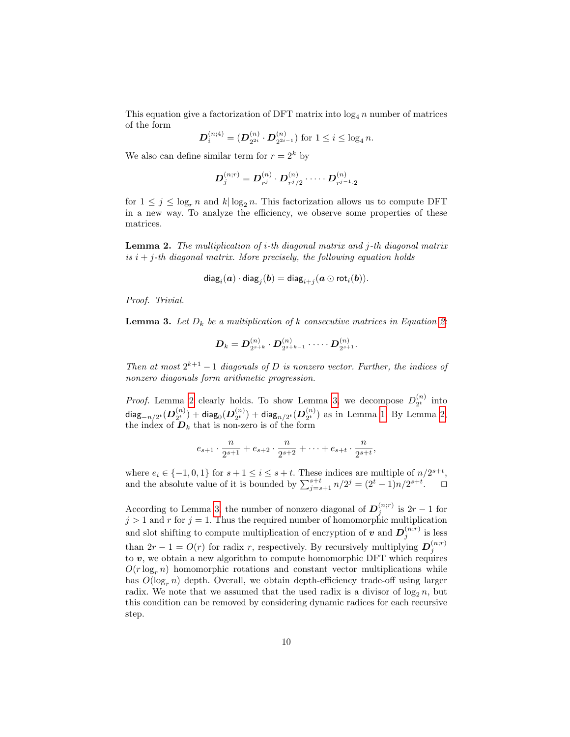This equation give a factorization of DFT matrix into $\log_4 n$ number of matrices of the form

$$\boldsymbol{D}_i^{(n;4)} = (\boldsymbol{D}_{2^{2i}}^{(n)} \cdot \boldsymbol{D}_{2^{2i-1}}^{(n)}) \text{ for } 1 \leq i \leq \log_4 n.$$

We also can define similar term for $r = 2^k$ by

$$\boldsymbol{D}_j^{(n;r)} = \boldsymbol{D}_{r^j}^{(n)} \cdot \boldsymbol{D}_{r^j/2}^{(n)} \cdot \dots \cdot \boldsymbol{D}_{r^{j-1}\cdot 2}^{(n)}$$

for $1 \leq j \leq \log_r n$ and $k | \log_2 n$. This factorization allows us to compute DFT in a new way. To analyze the efficiency, we observe some properties of these matrices.

**Lemma 2.** *The multiplication of $i$-th diagonal matrix and $j$-th diagonal matrix is $i+j$-th diagonal matrix. More precisely, the following equation holds*

$$\mathsf{diag}_i(\boldsymbol{a}) \cdot \mathsf{diag}_j(\boldsymbol{b}) = \mathsf{diag}_{i+j}(\boldsymbol{a} \odot \mathsf{rot}_i(\boldsymbol{b})).$$

*Proof.* *Trivial.*

**Lemma 3.** *Let $D_k$ be a multiplication of $k$ consecutive matrices in Equation 2:*

$$\boldsymbol{D}_k = \boldsymbol{D}_{2^{s+k}}^{(n)} \cdot \boldsymbol{D}_{2^{s+k-1}}^{(n)} \cdot \dots \cdot \boldsymbol{D}_{2^{s+1}}^{(n)}.$$

*Then at most $2^{k+1} - 1$ diagonals of $D$ is nonzero vector. Further, the indices of nonzero diagonals form arithmetic progression.*

*Proof.* Lemma 2 clearly holds. To show Lemma 3, we decompose $D_{2^t}^{(n)}$ into $\mathsf{diag}_{-n/2^t}(\boldsymbol{D}_{2^t}^{(n)}) + \mathsf{diag}_0(\boldsymbol{D}_{2^t}^{(n)}) + \mathsf{diag}_{n/2^t}(\boldsymbol{D}_{2^t}^{(n)})$ as in Lemma 1. By Lemma 2, the index of $\boldsymbol{D}_k$ that is non-zero is of the form

$$e_{s+1} \cdot \frac{n}{2^{s+1}} + e_{s+2} \cdot \frac{n}{2^{s+2}} + \dots + e_{s+t} \cdot \frac{n}{2^{s+t}},$$

where $e_i \in \{-1, 0, 1\}$ for $s+1 \leq i \leq s+t$. These indices are multiple of $n/2^{s+t}$, and the absolute value of it is bounded by $\sum_{j=s+1}^{s+t} n/2^j = (2^t - 1)n/2^{s+t}$. $\square$

According to Lemma 3, the number of nonzero diagonal of $\boldsymbol{D}_j^{(n;r)}$ is $2r-1$ for $j > 1$ and $r$ for $j = 1$. Thus the required number of homomorphic multiplication and slot shifting to compute multiplication of encryption of $\boldsymbol{v}$ and $\boldsymbol{D}_j^{(n;r)}$ is less than $2r - 1 = O(r)$ for radix $r$, respectively. By recursively multiplying $\boldsymbol{D}_j^{(n;r)}$ to $\boldsymbol{v}$, we obtain a new algorithm to compute homomorphic DFT which requires $O(r \log_r n)$ homomorphic rotations and constant vector multiplications while has $O(\log_r n)$ depth. Overall, we obtain depth-efficiency trade-off using larger radix. We note that we assumed that the used radix is a divisor of $\log_2 n$, but this condition can be removed by considering dynamic radices for each recursive step.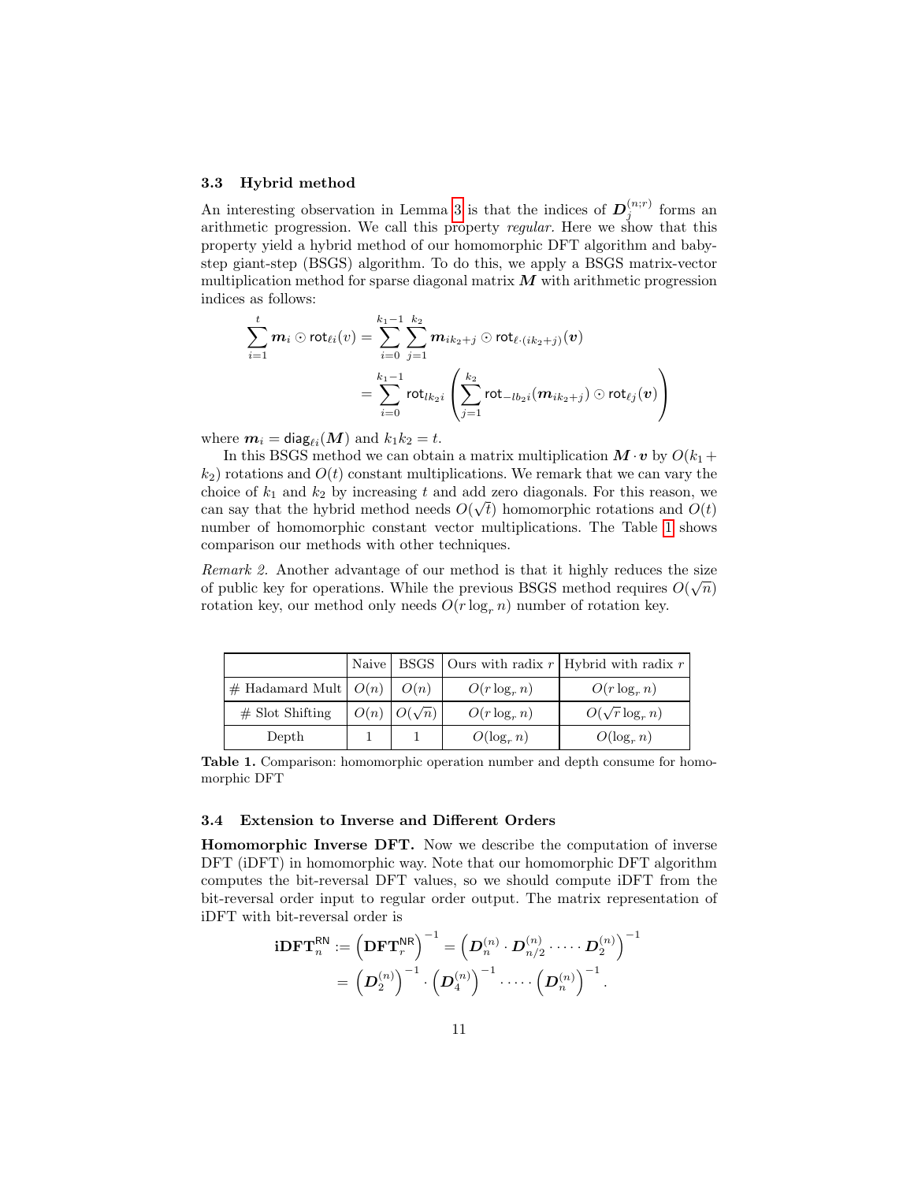### 3.3 Hybrid method

An interesting observation in Lemma 3 is that the indices of $\boldsymbol{D}_j^{(n;r)}$ forms an arithmetic progression. We call this property *regular*. Here we show that this property yield a hybrid method of our homomorphic DFT algorithm and baby-step giant-step (BSGS) algorithm. To do this, we apply a BSGS matrix-vector multiplication method for sparse diagonal matrix $\boldsymbol{M}$ with arithmetic progression indices as follows:

$$\sum_{i=1}^{t} \boldsymbol{m}_i \odot \mathsf{rot}_{\ell i}(v) = \sum_{i=0}^{k_1-1} \sum_{j=1}^{k_2} \boldsymbol{m}_{ik_2+j} \odot \mathsf{rot}_{\ell\cdot(ik_2+j)}(\boldsymbol{v})$$
$$= \sum_{i=0}^{k_1-1} \mathsf{rot}_{lk_2 i}\left(\sum_{j=1}^{k_2} \mathsf{rot}_{-lb_2 i}(\boldsymbol{m}_{ik_2+j}) \odot \mathsf{rot}_{\ell j}(\boldsymbol{v})\right)$$

where $\boldsymbol{m}_i = \mathsf{diag}_{\ell i}(\boldsymbol{M})$ and $k_1 k_2 = t$.

In this BSGS method we can obtain a matrix multiplication $\boldsymbol{M} \cdot \boldsymbol{v}$ by $O(k_1 + k_2)$ rotations and $O(t)$ constant multiplications. We remark that we can vary the choice of $k_1$ and $k_2$ by increasing $t$ and add zero diagonals. For this reason, we can say that the hybrid method needs $O(\sqrt{t})$ homomorphic rotations and $O(t)$ number of homomorphic constant vector multiplications. The Table 1 shows comparison our methods with other techniques.

*Remark 2.* Another advantage of our method is that it highly reduces the size of public key for operations. While the previous BSGS method requires $O(\sqrt{n})$ rotation key, our method only needs $O(r \log_r n)$ number of rotation key.

| | Naive | BSGS | Ours with radix $r$ | Hybrid with radix $r$ |
|---|---|---|---|---|
| # Hadamard Mult | $O(n)$ | $O(n)$ | $O(r \log_r n)$ | $O(r \log_r n)$ |
| # Slot Shifting | $O(n)$ | $O(\sqrt{n})$ | $O(r \log_r n)$ | $O(\sqrt{r} \log_r n)$ |
| Depth | 1 | 1 | $O(\log_r n)$ | $O(\log_r n)$ |

**Table 1.** Comparison: homomorphic operation number and depth consume for homomorphic DFT

### 3.4 Extension to Inverse and Different Orders

**Homomorphic Inverse DFT.** Now we describe the computation of inverse DFT (iDFT) in homomorphic way. Note that our homomorphic DFT algorithm computes the bit-reversal DFT values, so we should compute iDFT from the bit-reversal order input to regular order output. The matrix representation of iDFT with bit-reversal order is

$$\mathbf{iDFT}_n^{\mathsf{RN}} := \left(\mathbf{DFT}_r^{\mathsf{NR}}\right)^{-1} = \left(\boldsymbol{D}_n^{(n)} \cdot \boldsymbol{D}_{n/2}^{(n)} \cdot \dots \cdot \boldsymbol{D}_2^{(n)}\right)^{-1}$$
$$= \left(\boldsymbol{D}_2^{(n)}\right)^{-1} \cdot \left(\boldsymbol{D}_4^{(n)}\right)^{-1} \cdot \dots \cdot \left(\boldsymbol{D}_n^{(n)}\right)^{-1}.$$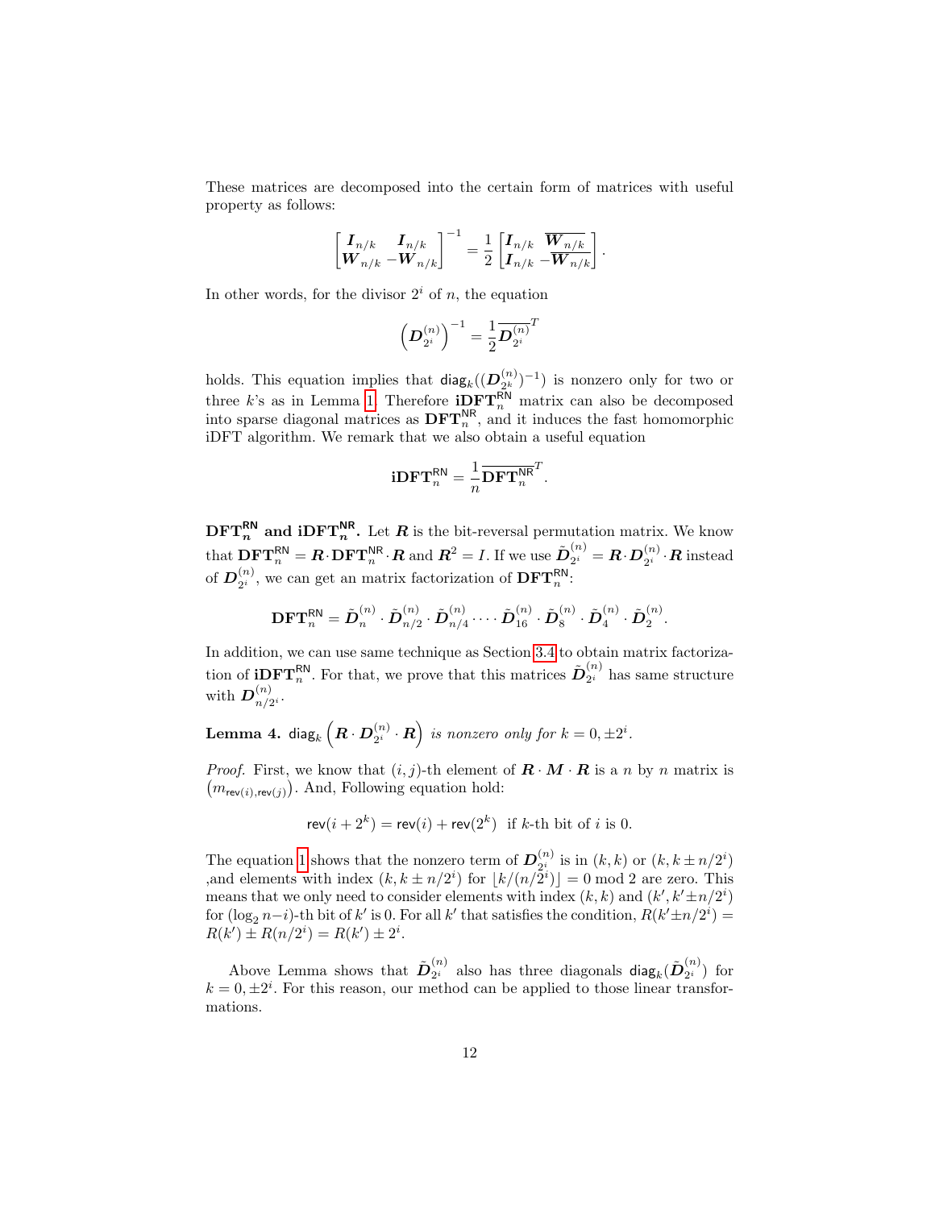These matrices are decomposed into the certain form of matrices with useful property as follows:

$$\begin{bmatrix} \boldsymbol{I}_{n/k} & \boldsymbol{I}_{n/k} \\ \boldsymbol{W}_{n/k} & -\boldsymbol{W}_{n/k} \end{bmatrix}^{-1} = \frac{1}{2} \begin{bmatrix} \boldsymbol{I}_{n/k} & \overline{\boldsymbol{W}_{n/k}} \\ \boldsymbol{I}_{n/k} & -\overline{\boldsymbol{W}_{n/k}} \end{bmatrix}.$$

In other words, for the divisor $2^i$ of $n$, the equation

$$\left(\boldsymbol{D}_{2^i}^{(n)}\right)^{-1} = \frac{1}{2}\overline{\boldsymbol{D}_{2^i}^{(n)}}^T$$

holds. This equation implies that $\mathsf{diag}_k((\boldsymbol{D}_{2^k}^{(n)})^{-1})$ is nonzero only for two or three $k$'s as in Lemma 1. Therefore $\mathbf{iDFT}_n^{\mathsf{RN}}$ matrix can also be decomposed into sparse diagonal matrices as $\mathbf{DFT}_n^{\mathsf{NR}}$, and it induces the fast homomorphic iDFT algorithm. We remark that we also obtain a useful equation

$$\mathbf{iDFT}_n^{\mathsf{RN}} = \frac{1}{n}\overline{\mathbf{DFT}_n^{\mathsf{NR}}}^T.$$

**$\mathbf{DFT}_n^{\mathsf{RN}}$ and $\mathbf{iDFT}_n^{\mathsf{NR}}$.** Let $\boldsymbol{R}$ is the bit-reversal permutation matrix. We know that $\mathbf{DFT}_n^{\mathsf{RN}} = \boldsymbol{R} \cdot \mathbf{DFT}_n^{\mathsf{NR}} \cdot \boldsymbol{R}$ and $\boldsymbol{R}^2 = I$. If we use $\tilde{\boldsymbol{D}}_{2^i}^{(n)} = \boldsymbol{R} \cdot \boldsymbol{D}_{2^i}^{(n)} \cdot \boldsymbol{R}$ instead of $\boldsymbol{D}_{2^i}^{(n)}$, we can get an matrix factorization of $\mathbf{DFT}_n^{\mathsf{RN}}$:

$$\mathbf{DFT}_n^{\mathsf{RN}} = \tilde{\boldsymbol{D}}_n^{(n)} \cdot \tilde{\boldsymbol{D}}_{n/2}^{(n)} \cdot \tilde{\boldsymbol{D}}_{n/4}^{(n)} \cdots \tilde{\boldsymbol{D}}_{16}^{(n)} \cdot \tilde{\boldsymbol{D}}_{8}^{(n)} \cdot \tilde{\boldsymbol{D}}_{4}^{(n)} \cdot \tilde{\boldsymbol{D}}_{2}^{(n)}.$$

In addition, we can use same technique as Section 3.4 to obtain matrix factorization of $\mathbf{iDFT}_n^{\mathsf{RN}}$. For that, we prove that this matrices $\tilde{\boldsymbol{D}}_{2^i}^{(n)}$ has same structure with $\boldsymbol{D}_{n/2^i}^{(n)}$.

**Lemma 4.** $\mathsf{diag}_k\left(\boldsymbol{R} \cdot \boldsymbol{D}_{2^i}^{(n)} \cdot \boldsymbol{R}\right)$ *is nonzero only for* $k = 0, \pm 2^i$.

*Proof.* First, we know that $(i,j)$-th element of $\boldsymbol{R} \cdot \boldsymbol{M} \cdot \boldsymbol{R}$ is a $n$ by $n$ matrix is $\left(m_{\mathsf{rev}(i),\mathsf{rev}(j)}\right)$. And, Following equation hold:

$$\mathsf{rev}(i + 2^k) = \mathsf{rev}(i) + \mathsf{rev}(2^k) \text{ if } k\text{-th bit of } i \text{ is } 0.$$

The equation 1 shows that the nonzero term of $\boldsymbol{D}_{2^i}^{(n)}$ is in $(k,k)$ or $(k, k \pm n/2^i)$ ,and elements with index $(k, k \pm n/2^i)$ for $\lfloor k/(n/2^i) \rfloor = 0 \bmod 2$ are zero. This means that we only need to consider elements with index $(k,k)$ and $(k', k' \pm n/2^i)$ for $(\log_2 n - i)$-th bit of $k'$ is 0. For all $k'$ that satisfies the condition, $R(k' \pm n/2^i) = R(k') \pm R(n/2^i) = R(k') \pm 2^i$.

Above Lemma shows that $\tilde{\boldsymbol{D}}_{2^i}^{(n)}$ also has three diagonals $\mathsf{diag}_k(\tilde{\boldsymbol{D}}_{2^i}^{(n)})$ for $k = 0, \pm 2^i$. For this reason, our method can be applied to those linear transformations.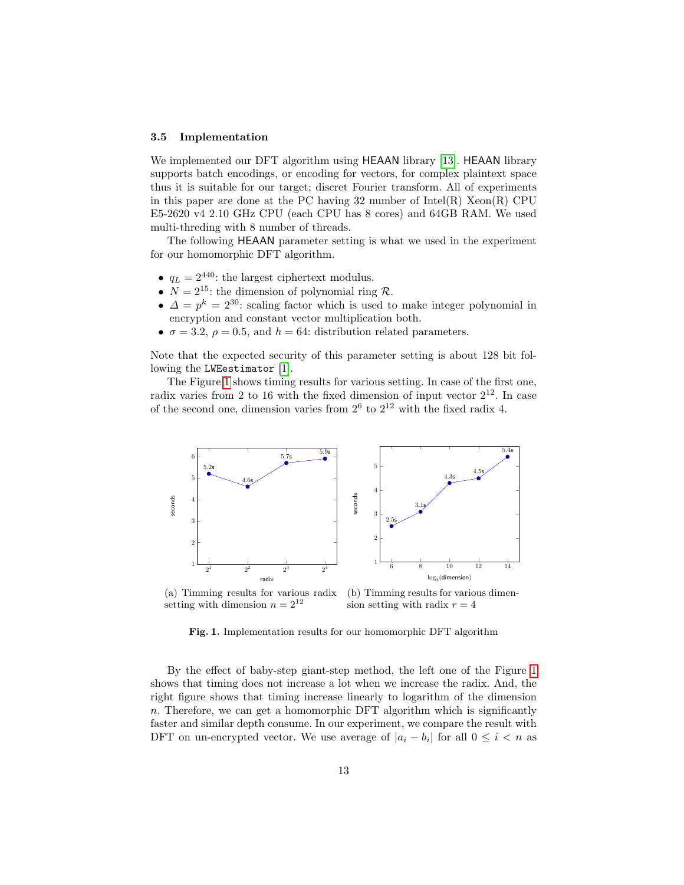### 3.5 Implementation

We implemented our DFT algorithm using HEAAN library [13]. HEAAN library supports batch encodings, or encoding for vectors, for complex plaintext space thus it is suitable for our target; discret Fourier transform. All of experiments in this paper are done at the PC having 32 number of Intel(R) Xeon(R) CPU E5-2620 v4 2.10 GHz CPU (each CPU has 8 cores) and 64GB RAM. We used multi-threding with 8 number of threads.

The following HEAAN parameter setting is what we used in the experiment for our homomorphic DFT algorithm.

- $q_L = 2^{440}$: the largest ciphertext modulus.
- $N = 2^{15}$: the dimension of polynomial ring $\mathcal{R}$.
- $\Delta = p^k = 2^{30}$: scaling factor which is used to make integer polynomial in encryption and constant vector multiplication both.
- $\sigma = 3.2$, $\rho = 0.5$, and $h = 64$: distribution related parameters.

Note that the expected security of this parameter setting is about 128 bit following the `LWEestimator` [1].

The Figure 1 shows timing results for various setting. In case of the first one, radix varies from 2 to 16 with the fixed dimension of input vector $2^{12}$. In case of the second one, dimension varies from $2^6$ to $2^{12}$ with the fixed radix 4.

(a) Timming results for various radix setting with dimension $n = 2^{12}$

(b) Timming results for various dimension setting with radix $r = 4$

**Fig. 1.** Implementation results for our homomorphic DFT algorithm

By the effect of baby-step giant-step method, the left one of the Figure 1 shows that timing does not increase a lot when we increase the radix. And, the right figure shows that timing increase linearly to logarithm of the dimension $n$. Therefore, we can get a homomorphic DFT algorithm which is significantly faster and similar depth consume. In our experiment, we compare the result with DFT on un-encrypted vector. We use average of $|a_i - b_i|$ for all $0 \leq i < n$ as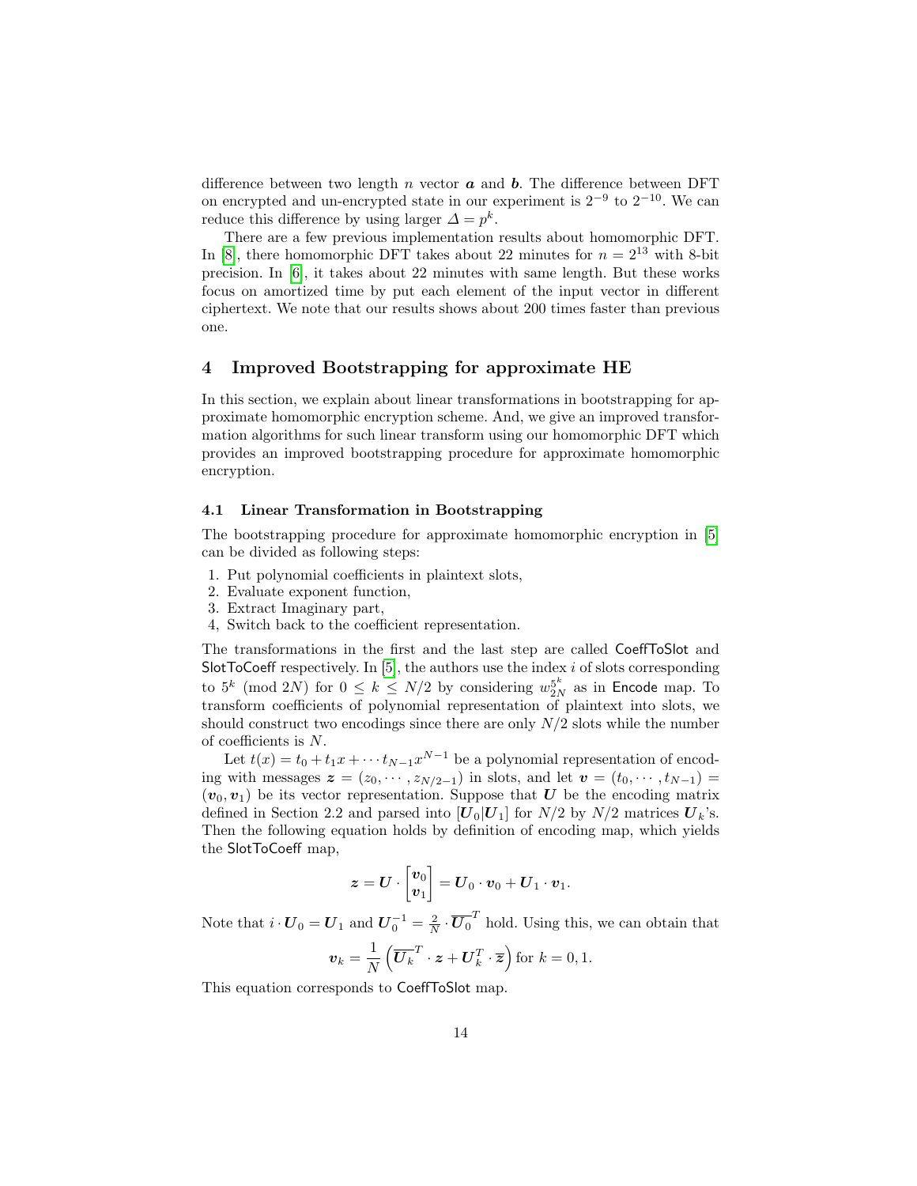difference between two length $n$ vector $\boldsymbol{a}$ and $\boldsymbol{b}$. The difference between DFT on encrypted and un-encrypted state in our experiment is $2^{-9}$ to $2^{-10}$. We can reduce this difference by using larger $\Delta = p^k$.

There are a few previous implementation results about homomorphic DFT. In [8], there homomorphic DFT takes about 22 minutes for $n = 2^{13}$ with 8-bit precision. In [6], it takes about 22 minutes with same length. But these works focus on amortized time by put each element of the input vector in different ciphertext. We note that our results shows about 200 times faster than previous one.

## 4 Improved Bootstrapping for approximate HE

In this section, we explain about linear transformations in bootstrapping for approximate homomorphic encryption scheme. And, we give an improved transformation algorithms for such linear transform using our homomorphic DFT which provides an improved bootstrapping procedure for approximate homomorphic encryption.

### 4.1 Linear Transformation in Bootstrapping

The bootstrapping procedure for approximate homomorphic encryption in [5] can be divided as following steps:

1. Put polynomial coefficients in plaintext slots,
2. Evaluate exponent function,
3. Extract Imaginary part,
4. Switch back to the coefficient representation.

The transformations in the first and the last step are called CoeffToSlot and SlotToCoeff respectively. In [5], the authors use the index $i$ of slots corresponding to $5^k \pmod{2N}$ for $0 \leq k \leq N/2$ by considering $w_{2N}^{5^k}$ as in Encode map. To transform coefficients of polynomial representation of plaintext into slots, we should construct two encodings since there are only $N/2$ slots while the number of coefficients is $N$.

Let $t(x) = t_0 + t_1 x + \cdots t_{N-1} x^{N-1}$ be a polynomial representation of encoding with messages $\boldsymbol{z} = (z_0, \cdots, z_{N/2-1})$ in slots, and let $\boldsymbol{v} = (t_0, \cdots, t_{N-1}) = (\boldsymbol{v}_0, \boldsymbol{v}_1)$ be its vector representation. Suppose that $\boldsymbol{U}$ be the encoding matrix defined in Section 2.2 and parsed into $[\boldsymbol{U}_0 | \boldsymbol{U}_1]$ for $N/2$ by $N/2$ matrices $\boldsymbol{U}_k$'s. Then the following equation holds by definition of encoding map, which yields the SlotToCoeff map,

$$\boldsymbol{z} = \boldsymbol{U} \cdot \begin{bmatrix} \boldsymbol{v}_0 \\ \boldsymbol{v}_1 \end{bmatrix} = \boldsymbol{U}_0 \cdot \boldsymbol{v}_0 + \boldsymbol{U}_1 \cdot \boldsymbol{v}_1.$$

Note that $i \cdot \boldsymbol{U}_0 = \boldsymbol{U}_1$ and $\boldsymbol{U}_0^{-1} = \frac{2}{N} \cdot \overline{\boldsymbol{U}_0}^T$ hold. Using this, we can obtain that

$$\boldsymbol{v}_k = \frac{1}{N} \left( \overline{\boldsymbol{U}_k}^T \cdot \boldsymbol{z} + \boldsymbol{U}_k^T \cdot \overline{\boldsymbol{z}} \right) \text{ for } k = 0, 1.$$

This equation corresponds to CoeffToSlot map.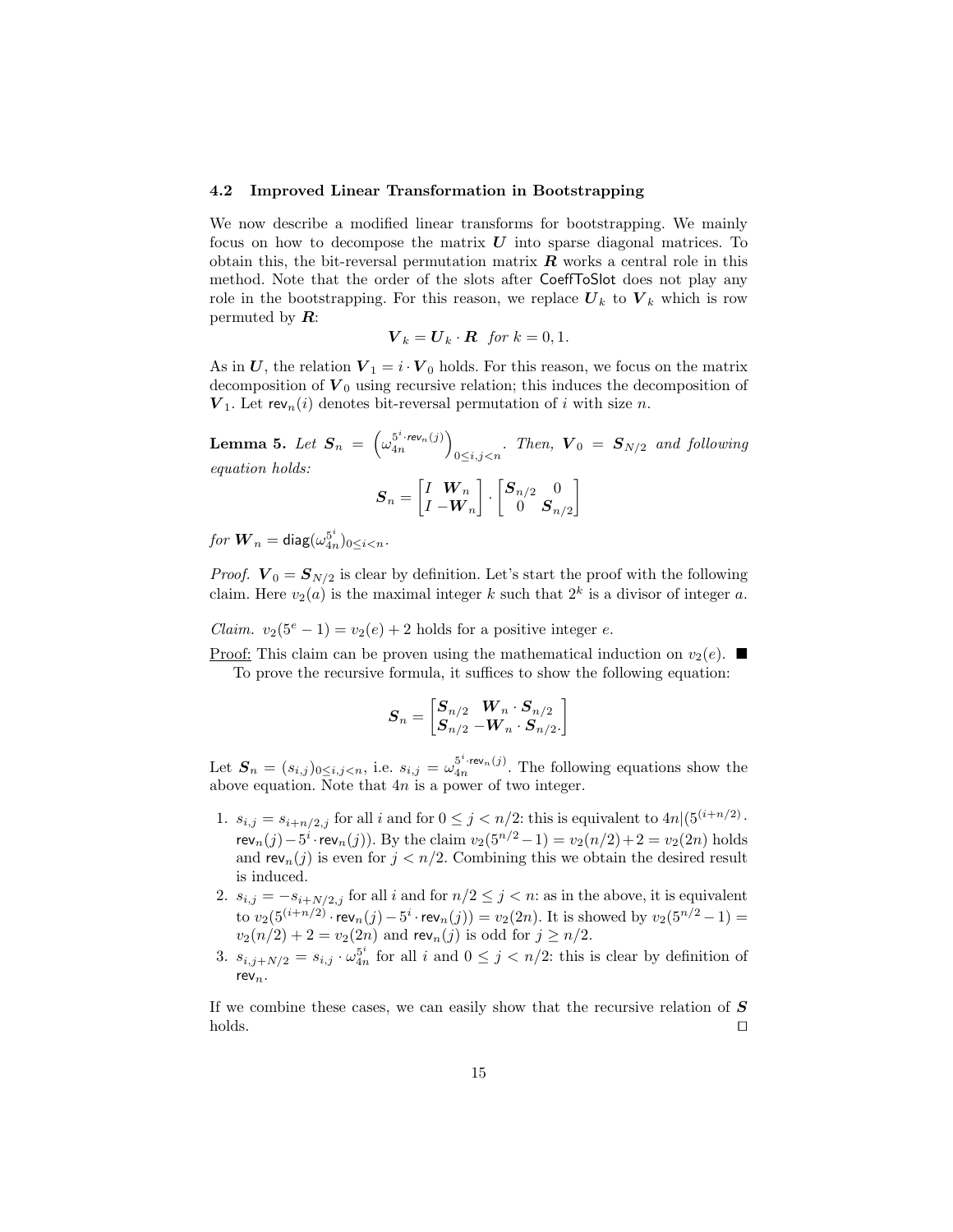### 4.2 Improved Linear Transformation in Bootstrapping

We now describe a modified linear transforms for bootstrapping. We mainly focus on how to decompose the matrix $\boldsymbol{U}$ into sparse diagonal matrices. To obtain this, the bit-reversal permutation matrix $\boldsymbol{R}$ works a central role in this method. Note that the order of the slots after CoeffToSlot does not play any role in the bootstrapping. For this reason, we replace $\boldsymbol{U}_k$ to $\boldsymbol{V}_k$ which is row permuted by $\boldsymbol{R}$:

$$\boldsymbol{V}_k = \boldsymbol{U}_k \cdot \boldsymbol{R} \quad \textit{for } k = 0, 1.$$

As in $\boldsymbol{U}$, the relation $\boldsymbol{V}_1 = i \cdot \boldsymbol{V}_0$ holds. For this reason, we focus on the matrix decomposition of $\boldsymbol{V}_0$ using recursive relation; this induces the decomposition of $\boldsymbol{V}_1$. Let $\mathsf{rev}_n(i)$ denotes bit-reversal permutation of $i$ with size $n$.

**Lemma 5.** *Let* $\boldsymbol{S}_n = \left(\omega_{4n}^{5^i \cdot \mathsf{rev}_n(j)}\right)_{0 \le i,j < n}$. *Then,* $\boldsymbol{V}_0 = \boldsymbol{S}_{N/2}$ *and following equation holds:*

$$\boldsymbol{S}_n = \begin{bmatrix} I & \boldsymbol{W}_n \\ I & -\boldsymbol{W}_n \end{bmatrix} \cdot \begin{bmatrix} \boldsymbol{S}_{n/2} & 0 \\ 0 & \boldsymbol{S}_{n/2} \end{bmatrix}$$

*for* $\boldsymbol{W}_n = \mathsf{diag}(\omega_{4n}^{5^i})_{0 \le i < n}$.

*Proof.* $\boldsymbol{V}_0 = \boldsymbol{S}_{N/2}$ is clear by definition. Let's start the proof with the following claim. Here $v_2(a)$ is the maximal integer $k$ such that $2^k$ is a divisor of integer $a$.

*Claim.* $v_2(5^e - 1) = v_2(e) + 2$ holds for a positive integer $e$.

Proof: This claim can be proven using the mathematical induction on $v_2(e)$. ■

To prove the recursive formula, it suffices to show the following equation:

$$\boldsymbol{S}_n = \begin{bmatrix} \boldsymbol{S}_{n/2} & \boldsymbol{W}_n \cdot \boldsymbol{S}_{n/2} \\ \boldsymbol{S}_{n/2} & -\boldsymbol{W}_n \cdot \boldsymbol{S}_{n/2}. \end{bmatrix}$$

Let $\boldsymbol{S}_n = (s_{i,j})_{0 \le i,j < n}$, i.e. $s_{i,j} = \omega_{4n}^{5^i \cdot \mathsf{rev}_n(j)}$. The following equations show the above equation. Note that $4n$ is a power of two integer.

1. $s_{i,j} = s_{i+n/2,j}$ for all $i$ and for $0 \le j < n/2$: this is equivalent to $4n | (5^{(i+n/2)} \cdot \mathsf{rev}_n(j) - 5^i \cdot \mathsf{rev}_n(j))$. By the claim $v_2(5^{n/2} - 1) = v_2(n/2) + 2 = v_2(2n)$ holds and $\mathsf{rev}_n(j)$ is even for $j < n/2$. Combining this we obtain the desired result is induced.
2. $s_{i,j} = -s_{i+N/2,j}$ for all $i$ and for $n/2 \le j < n$: as in the above, it is equivalent to $v_2(5^{(i+n/2)} \cdot \mathsf{rev}_n(j) - 5^i \cdot \mathsf{rev}_n(j)) = v_2(2n)$. It is showed by $v_2(5^{n/2} - 1) = v_2(n/2) + 2 = v_2(2n)$ and $\mathsf{rev}_n(j)$ is odd for $j \ge n/2$.
3. $s_{i,j+N/2} = s_{i,j} \cdot \omega_{4n}^{5^i}$ for all $i$ and $0 \le j < n/2$: this is clear by definition of $\mathsf{rev}_n$.

If we combine these cases, we can easily show that the recursive relation of $\boldsymbol{S}$ holds. □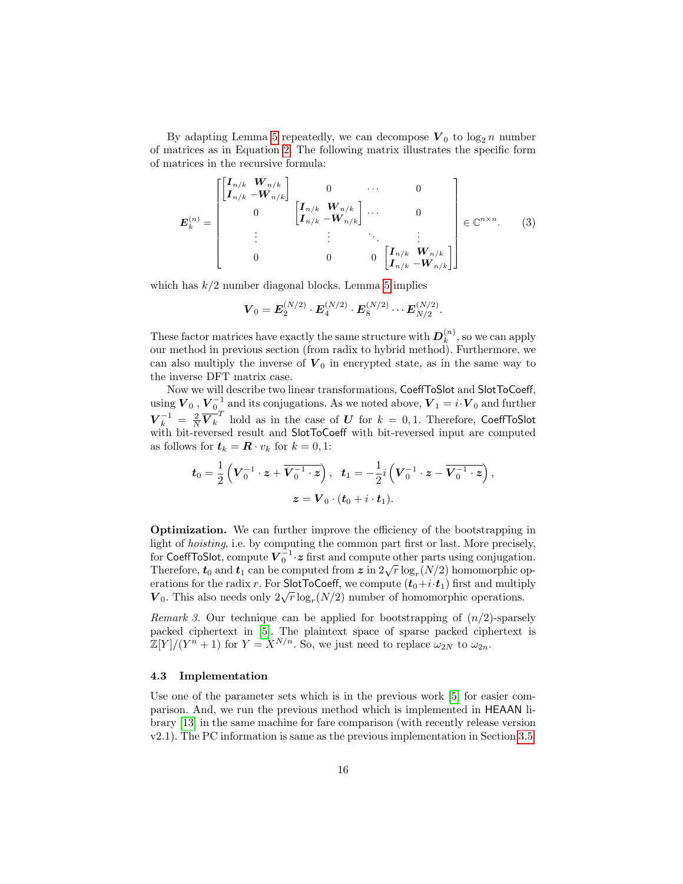By adapting Lemma 5 repeatedly, we can decompose $\boldsymbol{V}_0$ to $\log_2 n$ number of matrices as in Equation 2. The following matrix illustrates the specific form of matrices in the recursive formula:

$$
\boldsymbol{E}_k^{(n)} = \begin{bmatrix} \begin{bmatrix} \boldsymbol{I}_{n/k} & \boldsymbol{W}_{n/k} \\ \boldsymbol{I}_{n/k} & -\boldsymbol{W}_{n/k} \end{bmatrix} & 0 & \cdots & 0 \\ 0 & \begin{bmatrix} \boldsymbol{I}_{n/k} & \boldsymbol{W}_{n/k} \\ \boldsymbol{I}_{n/k} & -\boldsymbol{W}_{n/k} \end{bmatrix} & \cdots & 0 \\ \vdots & \vdots & \ddots & \vdots \\ 0 & 0 & 0 & \begin{bmatrix} \boldsymbol{I}_{n/k} & \boldsymbol{W}_{n/k} \\ \boldsymbol{I}_{n/k} & -\boldsymbol{W}_{n/k} \end{bmatrix} \end{bmatrix} \in \mathbb{C}^{n \times n}. \tag{3}
$$

which has $k/2$ number diagonal blocks. Lemma 5 implies

$$
\boldsymbol{V}_0 = \boldsymbol{E}_2^{(N/2)} \cdot \boldsymbol{E}_4^{(N/2)} \cdot \boldsymbol{E}_8^{(N/2)} \cdots \boldsymbol{E}_{N/2}^{(N/2)}.
$$

These factor matrices have exactly the same structure with $\boldsymbol{D}_k^{(n)}$, so we can apply our method in previous section (from radix to hybrid method). Furthermore, we can also multiply the inverse of $\boldsymbol{V}_0$ in encrypted state, as in the same way to the inverse DFT matrix case.

Now we will describe two linear transformations, CoeffToSlot and SlotToCoeff, using $\boldsymbol{V}_0$ , $\boldsymbol{V}_0^{-1}$ and its conjugations. As we noted above, $\boldsymbol{V}_1 = i \cdot \boldsymbol{V}_0$ and further $\boldsymbol{V}_k^{-1} = \frac{2}{N}\overline{\boldsymbol{V}_k}^T$ hold as in the case of $\boldsymbol{U}$ for $k = 0, 1$. Therefore, CoeffToSlot with bit-reversed result and SlotToCoeff with bit-reversed input are computed as follows for $\boldsymbol{t}_k = \boldsymbol{R} \cdot v_k$ for $k = 0, 1$:

$$
\boldsymbol{t}_0 = \frac{1}{2}\left(\boldsymbol{V}_0^{-1} \cdot \boldsymbol{z} + \overline{\boldsymbol{V}_0^{-1} \cdot \boldsymbol{z}}\right), \quad \boldsymbol{t}_1 = -\frac{1}{2} i \left(\boldsymbol{V}_0^{-1} \cdot \boldsymbol{z} - \overline{\boldsymbol{V}_0^{-1} \cdot \boldsymbol{z}}\right),
$$

$$
\boldsymbol{z} = \boldsymbol{V}_0 \cdot (\boldsymbol{t}_0 + i \cdot \boldsymbol{t}_1).
$$

**Optimization.** We can further improve the efficiency of the bootstrapping in light of *hoisting*, i.e. by computing the common part first or last. More precisely, for CoeffToSlot, compute $\boldsymbol{V}_0^{-1} \cdot \boldsymbol{z}$ first and compute other parts using conjugation. Therefore, $\boldsymbol{t}_0$ and $\boldsymbol{t}_1$ can be computed from $\boldsymbol{z}$ in $2\sqrt{r}\log_r(N/2)$ homomorphic operations for the radix $r$. For SlotToCoeff, we compute $(\boldsymbol{t}_0 + i \cdot \boldsymbol{t}_1)$ first and multiply $\boldsymbol{V}_0$. This also needs only $2\sqrt{r}\log_r(N/2)$ number of homomorphic operations.

*Remark 3.* Our technique can be applied for bootstrapping of $(n/2)$-sparsely packed ciphertext in [5]. The plaintext space of sparse packed ciphertext is $\mathbb{Z}[Y]/(Y^n + 1)$ for $Y = X^{N/n}$. So, we just need to replace $\omega_{2N}$ to $\omega_{2n}$.

### 4.3 Implementation

Use one of the parameter sets which is in the previous work [5] for easier comparison. And, we run the previous method which is implemented in HEAAN library [13] in the same machine for fare comparison (with recently release version v2.1). The PC information is same as the previous implementation in Section 3.5.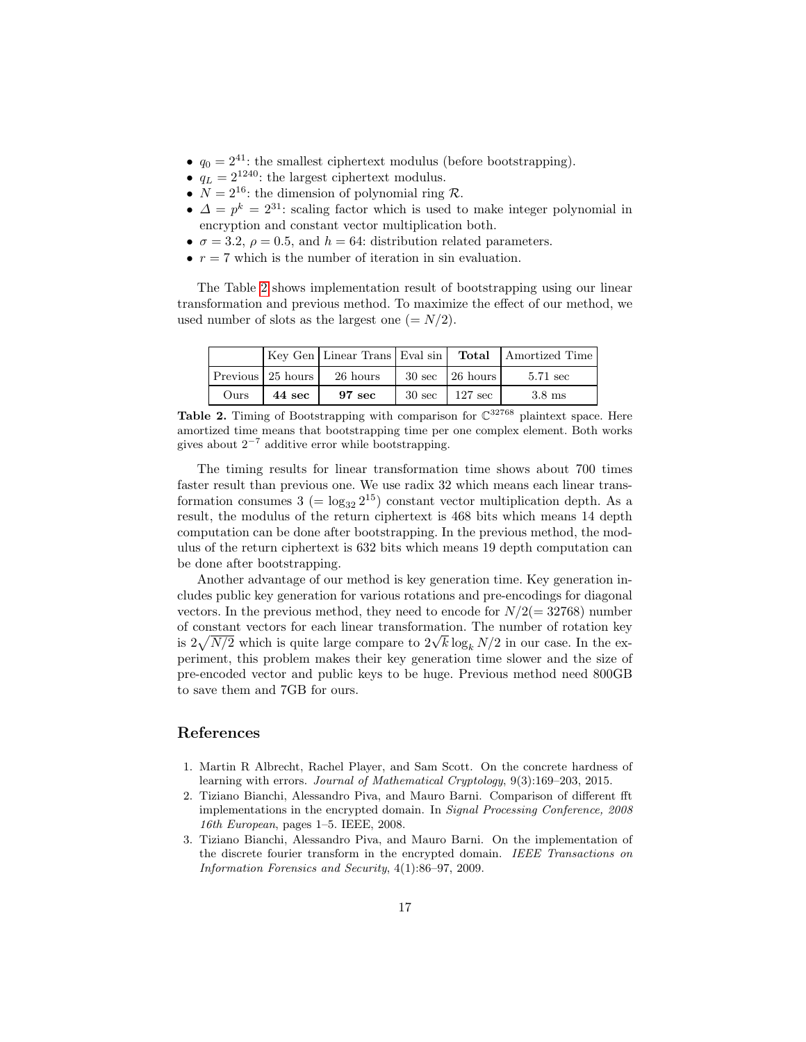- $q_0 = 2^{41}$: the smallest ciphertext modulus (before bootstrapping).
- $q_L = 2^{1240}$: the largest ciphertext modulus.
- $N = 2^{16}$: the dimension of polynomial ring $\mathcal{R}$.
- $\Delta = p^k = 2^{31}$: scaling factor which is used to make integer polynomial in encryption and constant vector multiplication both.
- $\sigma = 3.2$, $\rho = 0.5$, and $h = 64$: distribution related parameters.
- $r = 7$ which is the number of iteration in sin evaluation.

The Table 2 shows implementation result of bootstrapping using our linear transformation and previous method. To maximize the effect of our method, we used number of slots as the largest one ($= N/2$).

| | Key Gen | Linear Trans | Eval sin | **Total** | Amortized Time |
|---|---|---|---|---|---|
| Previous | 25 hours | 26 hours | 30 sec | 26 hours | 5.71 sec |
| Ours | **44 sec** | **97 sec** | 30 sec | 127 sec | 3.8 ms |

**Table 2.** Timing of Bootstrapping with comparison for $\mathbb{C}^{32768}$ plaintext space. Here amortized time means that bootstrapping time per one complex element. Both works gives about $2^{-7}$ additive error while bootstrapping.

The timing results for linear transformation time shows about 700 times faster result than previous one. We use radix 32 which means each linear transformation consumes 3 ($= \log_{32} 2^{15}$) constant vector multiplication depth. As a result, the modulus of the return ciphertext is 468 bits which means 14 depth computation can be done after bootstrapping. In the previous method, the modulus of the return ciphertext is 632 bits which means 19 depth computation can be done after bootstrapping.

Another advantage of our method is key generation time. Key generation includes public key generation for various rotations and pre-encodings for diagonal vectors. In the previous method, they need to encode for $N/2(= 32768)$ number of constant vectors for each linear transformation. The number of rotation key is $2\sqrt{N/2}$ which is quite large compare to $2\sqrt{k}\log_k N/2$ in our case. In the experiment, this problem makes their key generation time slower and the size of pre-encoded vector and public keys to be huge. Previous method need 800GB to save them and 7GB for ours.

## References

1. Martin R Albrecht, Rachel Player, and Sam Scott. On the concrete hardness of learning with errors. *Journal of Mathematical Cryptology*, 9(3):169–203, 2015.
2. Tiziano Bianchi, Alessandro Piva, and Mauro Barni. Comparison of different fft implementations in the encrypted domain. In *Signal Processing Conference, 2008 16th European*, pages 1–5. IEEE, 2008.
3. Tiziano Bianchi, Alessandro Piva, and Mauro Barni. On the implementation of the discrete fourier transform in the encrypted domain. *IEEE Transactions on Information Forensics and Security*, 4(1):86–97, 2009.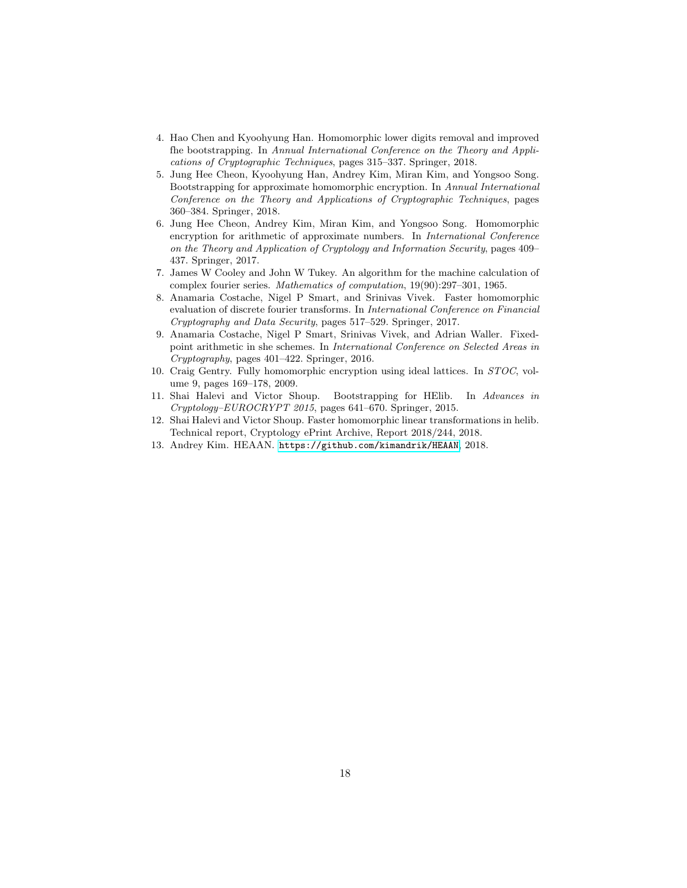4. Hao Chen and Kyoohyung Han. Homomorphic lower digits removal and improved fhe bootstrapping. In *Annual International Conference on the Theory and Applications of Cryptographic Techniques*, pages 315–337. Springer, 2018.
5. Jung Hee Cheon, Kyoohyung Han, Andrey Kim, Miran Kim, and Yongsoo Song. Bootstrapping for approximate homomorphic encryption. In *Annual International Conference on the Theory and Applications of Cryptographic Techniques*, pages 360–384. Springer, 2018.
6. Jung Hee Cheon, Andrey Kim, Miran Kim, and Yongsoo Song. Homomorphic encryption for arithmetic of approximate numbers. In *International Conference on the Theory and Application of Cryptology and Information Security*, pages 409–437. Springer, 2017.
7. James W Cooley and John W Tukey. An algorithm for the machine calculation of complex fourier series. *Mathematics of computation*, 19(90):297–301, 1965.
8. Anamaria Costache, Nigel P Smart, and Srinivas Vivek. Faster homomorphic evaluation of discrete fourier transforms. In *International Conference on Financial Cryptography and Data Security*, pages 517–529. Springer, 2017.
9. Anamaria Costache, Nigel P Smart, Srinivas Vivek, and Adrian Waller. Fixed-point arithmetic in she schemes. In *International Conference on Selected Areas in Cryptography*, pages 401–422. Springer, 2016.
10. Craig Gentry. Fully homomorphic encryption using ideal lattices. In *STOC*, volume 9, pages 169–178, 2009.
11. Shai Halevi and Victor Shoup. Bootstrapping for HElib. In *Advances in Cryptology–EUROCRYPT 2015*, pages 641–670. Springer, 2015.
12. Shai Halevi and Victor Shoup. Faster homomorphic linear transformations in helib. Technical report, Cryptology ePrint Archive, Report 2018/244, 2018.
13. Andrey Kim. HEAAN. https://github.com/kimandrik/HEAAN, 2018.